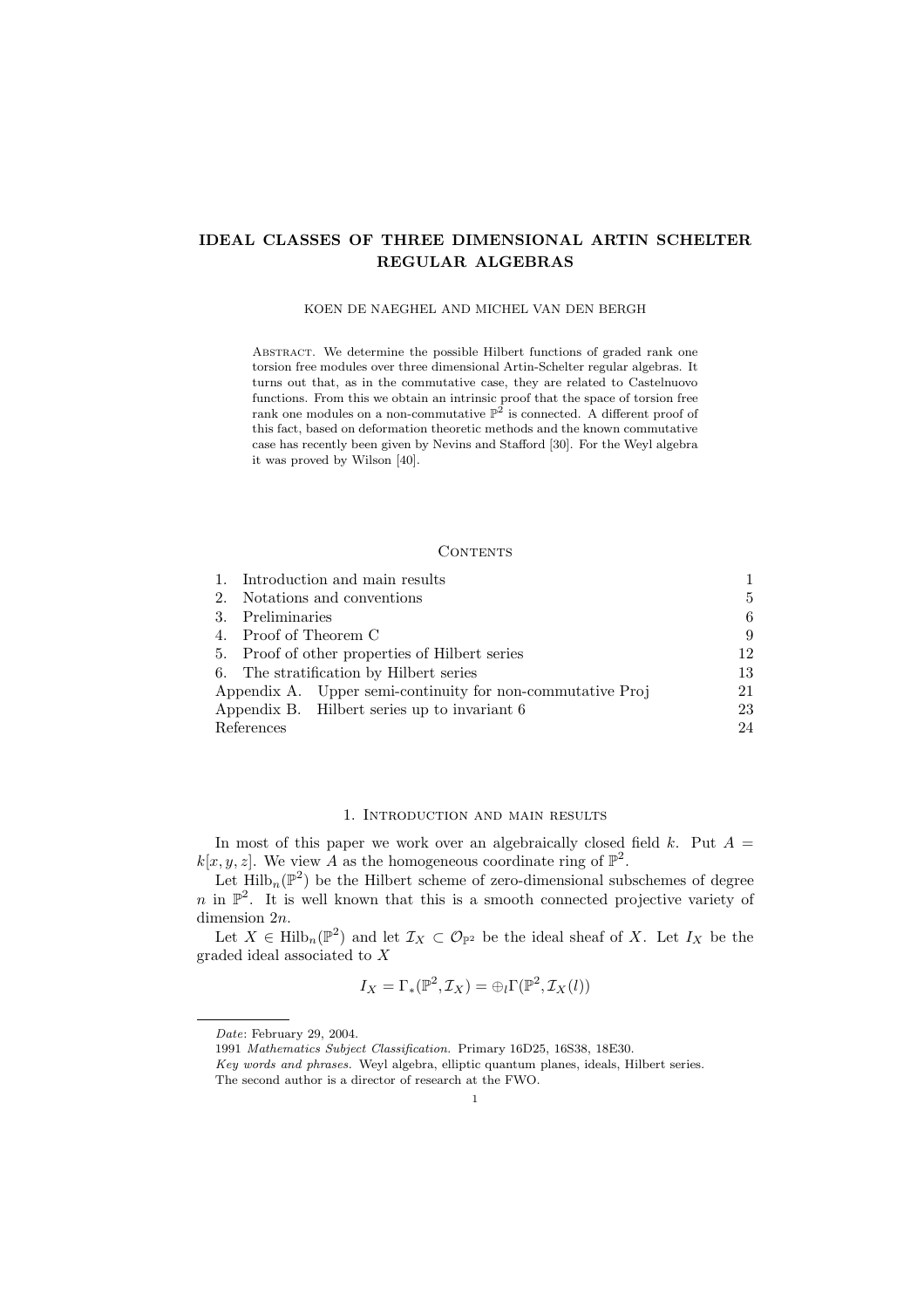# IDEAL CLASSES OF THREE DIMENSIONAL ARTIN SCHELTER REGULAR ALGEBRAS

KOEN DE NAEGHEL AND MICHEL VAN DEN BERGH

Abstract. We determine the possible Hilbert functions of graded rank one torsion free modules over three dimensional Artin-Schelter regular algebras. It turns out that, as in the commutative case, they are related to Castelnuovo functions. From this we obtain an intrinsic proof that the space of torsion free rank one modules on a non-commutative $\mathbb{P}^2$ is connected. A different proof of this fact, based on deformation theoretic methods and the known commutative case has recently been given by Nevins and Stafford [30]. For the Weyl algebra it was proved by Wilson [40].

## Contents

| | |
|---|---|
| 1. Introduction and main results | 1 |
| 2. Notations and conventions | 5 |
| 3. Preliminaries | 6 |
| 4. Proof of Theorem C | 9 |
| 5. Proof of other properties of Hilbert series | 12 |
| 6. The stratification by Hilbert series | 13 |
| Appendix A. Upper semi-continuity for non-commutative Proj | 21 |
| Appendix B. Hilbert series up to invariant 6 | 23 |
| References | 24 |

## 1. Introduction and main results

In most of this paper we work over an algebraically closed field $k$. Put $A = k[x, y, z]$. We view $A$ as the homogeneous coordinate ring of $\mathbb{P}^2$.

Let $\text{Hilb}_n(\mathbb{P}^2)$ be the Hilbert scheme of zero-dimensional subschemes of degree $n$ in $\mathbb{P}^2$. It is well known that this is a smooth connected projective variety of dimension $2n$.

Let $X \in \text{Hilb}_n(\mathbb{P}^2)$ and let $\mathcal{I}_X \subset \mathcal{O}_{\mathbb{P}^2}$ be the ideal sheaf of $X$. Let $I_X$ be the graded ideal associated to $X$

$$I_X = \Gamma_*(\mathbb{P}^2, \mathcal{I}_X) = \oplus_l \Gamma(\mathbb{P}^2, \mathcal{I}_X(l))$$

---

*Date*: February 29, 2004.

1991 *Mathematics Subject Classification.* Primary 16D25, 16S38, 18E30.

*Key words and phrases.* Weyl algebra, elliptic quantum planes, ideals, Hilbert series.

The second author is a director of research at the FWO.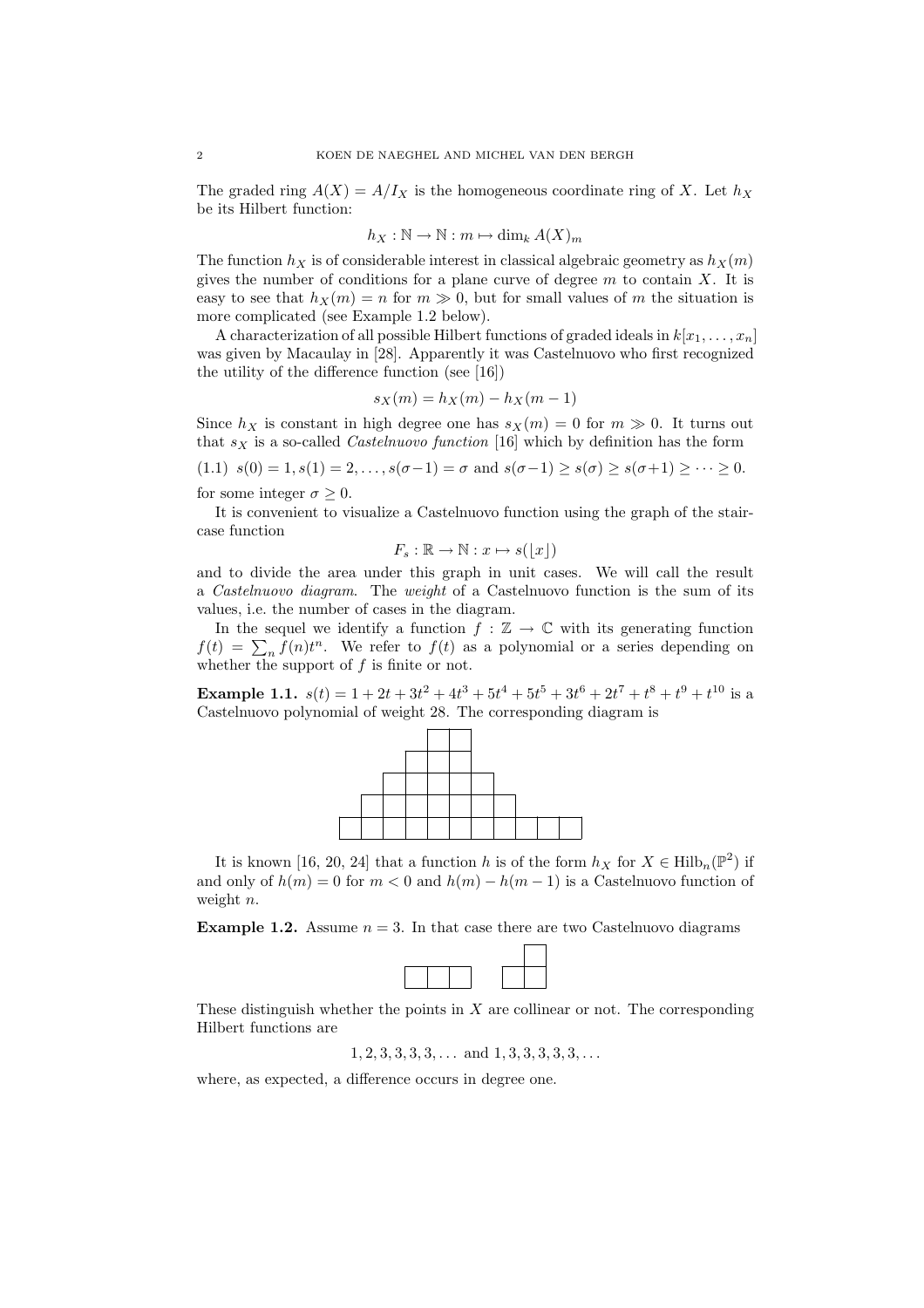The graded ring $A(X) = A/I_X$ is the homogeneous coordinate ring of $X$. Let $h_X$ be its Hilbert function:

$$h_X : \mathbb{N} \to \mathbb{N} : m \mapsto \dim_k A(X)_m$$

The function $h_X$ is of considerable interest in classical algebraic geometry as $h_X(m)$ gives the number of conditions for a plane curve of degree $m$ to contain $X$. It is easy to see that $h_X(m) = n$ for $m \gg 0$, but for small values of $m$ the situation is more complicated (see Example 1.2 below).

A characterization of all possible Hilbert functions of graded ideals in $k[x_1, \dots, x_n]$ was given by Macaulay in [28]. Apparently it was Castelnuovo who first recognized the utility of the difference function (see [16])

$$s_X(m) = h_X(m) - h_X(m-1)$$

Since $h_X$ is constant in high degree one has $s_X(m) = 0$ for $m \gg 0$. It turns out that $s_X$ is a so-called *Castelnuovo function* [16] which by definition has the form

$$s(0) = 1, s(1) = 2, \dots, s(\sigma-1) = \sigma \text{ and } s(\sigma-1) \geq s(\sigma) \geq s(\sigma+1) \geq \cdots \geq 0. \tag{1.1}$$

for some integer $\sigma \geq 0$.

It is convenient to visualize a Castelnuovo function using the graph of the staircase function

$$F_s : \mathbb{R} \to \mathbb{N} : x \mapsto s(\lfloor x \rfloor)$$

and to divide the area under this graph in unit cases. We will call the result a *Castelnuovo diagram*. The *weight* of a Castelnuovo function is the sum of its values, i.e. the number of cases in the diagram.

In the sequel we identify a function $f : \mathbb{Z} \to \mathbb{C}$ with its generating function $f(t) = \sum_n f(n)t^n$. We refer to $f(t)$ as a polynomial or a series depending on whether the support of $f$ is finite or not.

**Example 1.1.** $s(t) = 1 + 2t + 3t^2 + 4t^3 + 5t^4 + 5t^5 + 3t^6 + 2t^7 + t^8 + t^9 + t^{10}$ is a Castelnuovo polynomial of weight 28. The corresponding diagram is

It is known [16, 20, 24] that a function $h$ is of the form $h_X$ for $X \in \mathrm{Hilb}_n(\mathbb{P}^2)$ if and only if $h(m) = 0$ for $m < 0$ and $h(m) - h(m-1)$ is a Castelnuovo function of weight $n$.

**Example 1.2.** Assume $n = 3$. In that case there are two Castelnuovo diagrams

These distinguish whether the points in $X$ are collinear or not. The corresponding Hilbert functions are

$$1, 2, 3, 3, 3, 3, \dots \text{ and } 1, 3, 3, 3, 3, 3, \dots$$

where, as expected, a difference occurs in degree one.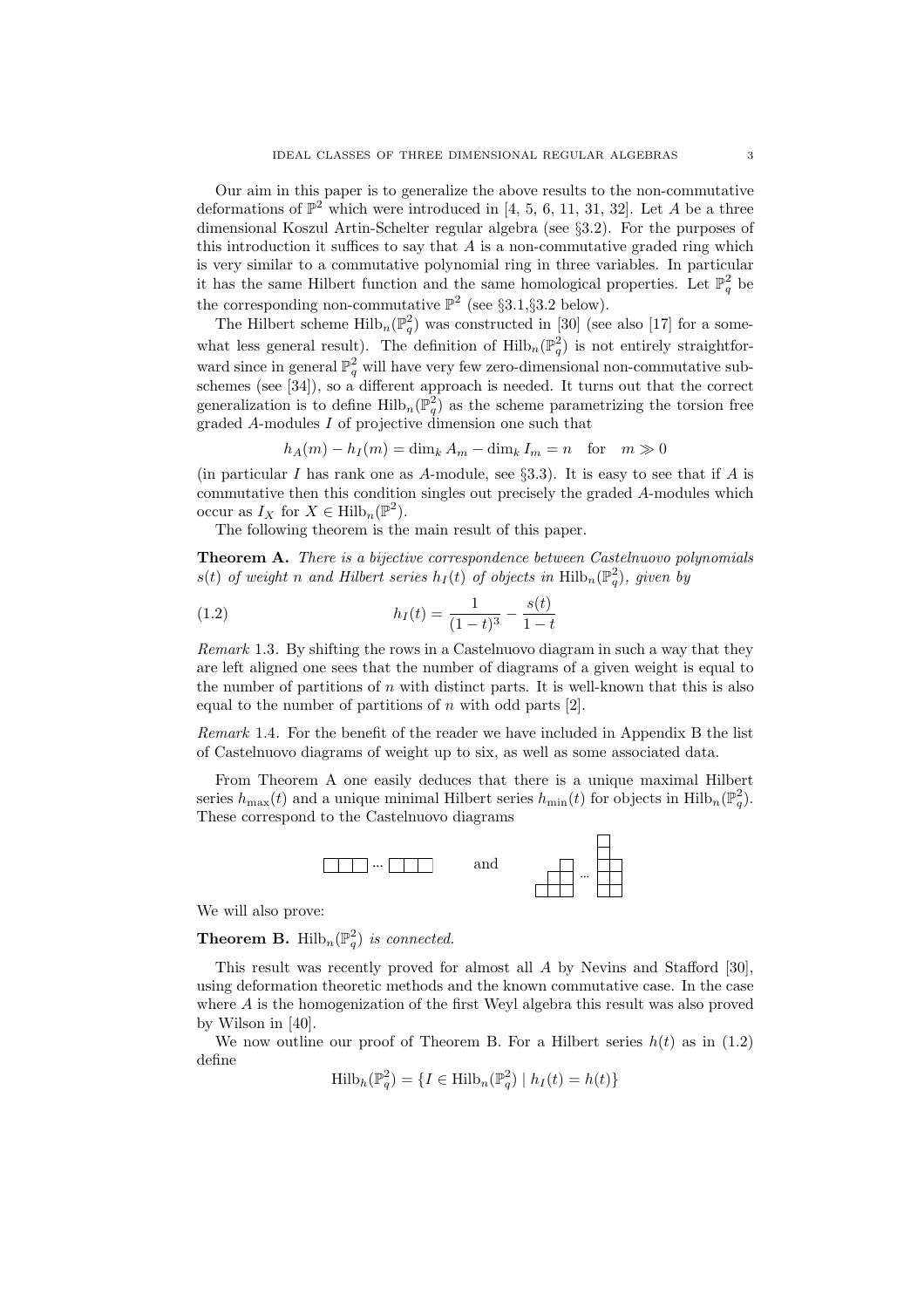Our aim in this paper is to generalize the above results to the non-commutative deformations of $\mathbb{P}^2$ which were introduced in [4, 5, 6, 11, 31, 32]. Let $A$ be a three dimensional Koszul Artin-Schelter regular algebra (see §3.2). For the purposes of this introduction it suffices to say that $A$ is a non-commutative graded ring which is very similar to a commutative polynomial ring in three variables. In particular it has the same Hilbert function and the same homological properties. Let $\mathbb{P}^2_q$ be the corresponding non-commutative $\mathbb{P}^2$ (see §3.1,§3.2 below).

The Hilbert scheme $\mathrm{Hilb}_n(\mathbb{P}^2_q)$ was constructed in [30] (see also [17] for a somewhat less general result). The definition of $\mathrm{Hilb}_n(\mathbb{P}^2_q)$ is not entirely straightforward since in general $\mathbb{P}^2_q$ will have very few zero-dimensional non-commutative subschemes (see [34]), so a different approach is needed. It turns out that the correct generalization is to define $\mathrm{Hilb}_n(\mathbb{P}^2_q)$ as the scheme parametrizing the torsion free graded $A$-modules $I$ of projective dimension one such that

$$h_A(m) - h_I(m) = \dim_k A_m - \dim_k I_m = n \quad \text{for} \quad m \gg 0$$

(in particular $I$ has rank one as $A$-module, see §3.3). It is easy to see that if $A$ is commutative then this condition singles out precisely the graded $A$-modules which occur as $I_X$ for $X \in \mathrm{Hilb}_n(\mathbb{P}^2)$.

The following theorem is the main result of this paper.

**Theorem A.** *There is a bijective correspondence between Castelnuovo polynomials $s(t)$ of weight $n$ and Hilbert series $h_I(t)$ of objects in $\mathrm{Hilb}_n(\mathbb{P}^2_q)$, given by*

$$h_I(t) = \frac{1}{(1-t)^3} - \frac{s(t)}{1-t} \tag{1.2}$$

*Remark* 1.3. By shifting the rows in a Castelnuovo diagram in such a way that they are left aligned one sees that the number of diagrams of a given weight is equal to the number of partitions of $n$ with distinct parts. It is well-known that this is also equal to the number of partitions of $n$ with odd parts [2].

*Remark* 1.4. For the benefit of the reader we have included in Appendix B the list of Castelnuovo diagrams of weight up to six, as well as some associated data.

From Theorem A one easily deduces that there is a unique maximal Hilbert series $h_{\max}(t)$ and a unique minimal Hilbert series $h_{\min}(t)$ for objects in $\mathrm{Hilb}_n(\mathbb{P}^2_q)$. These correspond to the Castelnuovo diagrams

[diagram: a single row of boxes "□□□ ··· □□□"] and [diagram: staircase of columns of increasing height]

We will also prove:

**Theorem B.** $\mathrm{Hilb}_n(\mathbb{P}^2_q)$ *is connected.*

This result was recently proved for almost all $A$ by Nevins and Stafford [30], using deformation theoretic methods and the known commutative case. In the case where $A$ is the homogenization of the first Weyl algebra this result was also proved by Wilson in [40].

We now outline our proof of Theorem B. For a Hilbert series $h(t)$ as in (1.2) define

$$\mathrm{Hilb}_h(\mathbb{P}^2_q) = \{I \in \mathrm{Hilb}_n(\mathbb{P}^2_q) \mid h_I(t) = h(t)\}$$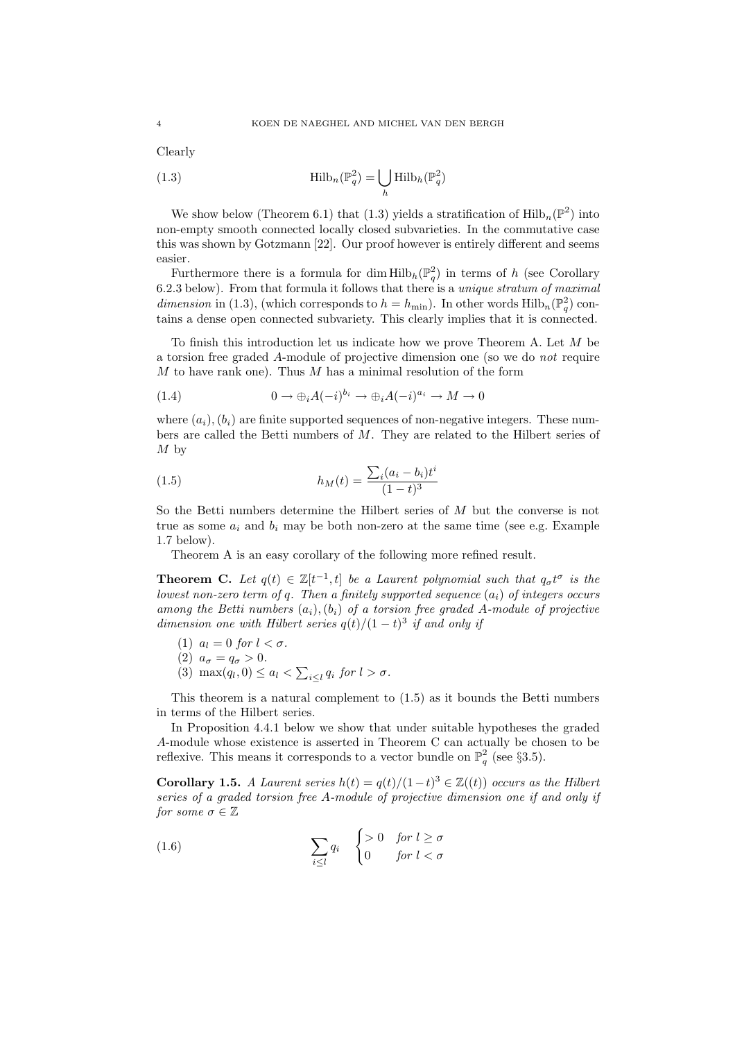Clearly

$$\operatorname{Hilb}_n(\mathbb{P}^2_q) = \bigcup_h \operatorname{Hilb}_h(\mathbb{P}^2_q) \tag{1.3}$$

We show below (Theorem 6.1) that (1.3) yields a stratification of $\operatorname{Hilb}_n(\mathbb{P}^2)$ into non-empty smooth connected locally closed subvarieties. In the commutative case this was shown by Gotzmann [22]. Our proof however is entirely different and seems easier.

Furthermore there is a formula for $\dim \operatorname{Hilb}_h(\mathbb{P}^2_q)$ in terms of $h$ (see Corollary 6.2.3 below). From that formula it follows that there is a *unique stratum of maximal dimension* in (1.3), (which corresponds to $h = h_{\min}$). In other words $\operatorname{Hilb}_n(\mathbb{P}^2_q)$ contains a dense open connected subvariety. This clearly implies that it is connected.

To finish this introduction let us indicate how we prove Theorem A. Let $M$ be a torsion free graded $A$-module of projective dimension one (so we do *not* require $M$ to have rank one). Thus $M$ has a minimal resolution of the form

$$0 \to \oplus_i A(-i)^{b_i} \to \oplus_i A(-i)^{a_i} \to M \to 0 \tag{1.4}$$

where $(a_i), (b_i)$ are finite supported sequences of non-negative integers. These numbers are called the Betti numbers of $M$. They are related to the Hilbert series of $M$ by

$$h_M(t) = \frac{\sum_i (a_i - b_i)t^i}{(1-t)^3} \tag{1.5}$$

So the Betti numbers determine the Hilbert series of $M$ but the converse is not true as some $a_i$ and $b_i$ may be both non-zero at the same time (see e.g. Example 1.7 below).

Theorem A is an easy corollary of the following more refined result.

**Theorem C.** *Let $q(t) \in \mathbb{Z}[t^{-1}, t]$ be a Laurent polynomial such that $q_\sigma t^\sigma$ is the lowest non-zero term of $q$. Then a finitely supported sequence $(a_i)$ of integers occurs among the Betti numbers $(a_i), (b_i)$ of a torsion free graded $A$-module of projective dimension one with Hilbert series $q(t)/(1-t)^3$ if and only if*

1. *$a_l = 0$ for $l < \sigma$.*
2. *$a_\sigma = q_\sigma > 0$.*
3. *$\max(q_l, 0) \leq a_l < \sum_{i \leq l} q_i$ for $l > \sigma$.*

This theorem is a natural complement to (1.5) as it bounds the Betti numbers in terms of the Hilbert series.

In Proposition 4.4.1 below we show that under suitable hypotheses the graded $A$-module whose existence is asserted in Theorem C can actually be chosen to be reflexive. This means it corresponds to a vector bundle on $\mathbb{P}^2_q$ (see §3.5).

**Corollary 1.5.** *A Laurent series $h(t) = q(t)/(1-t)^3 \in \mathbb{Z}((t))$ occurs as the Hilbert series of a graded torsion free $A$-module of projective dimension one if and only if for some $\sigma \in \mathbb{Z}$*

$$\sum_{i \leq l} q_i \quad \begin{cases} > 0 & \text{for } l \geq \sigma \\ 0 & \text{for } l < \sigma \end{cases} \tag{1.6}$$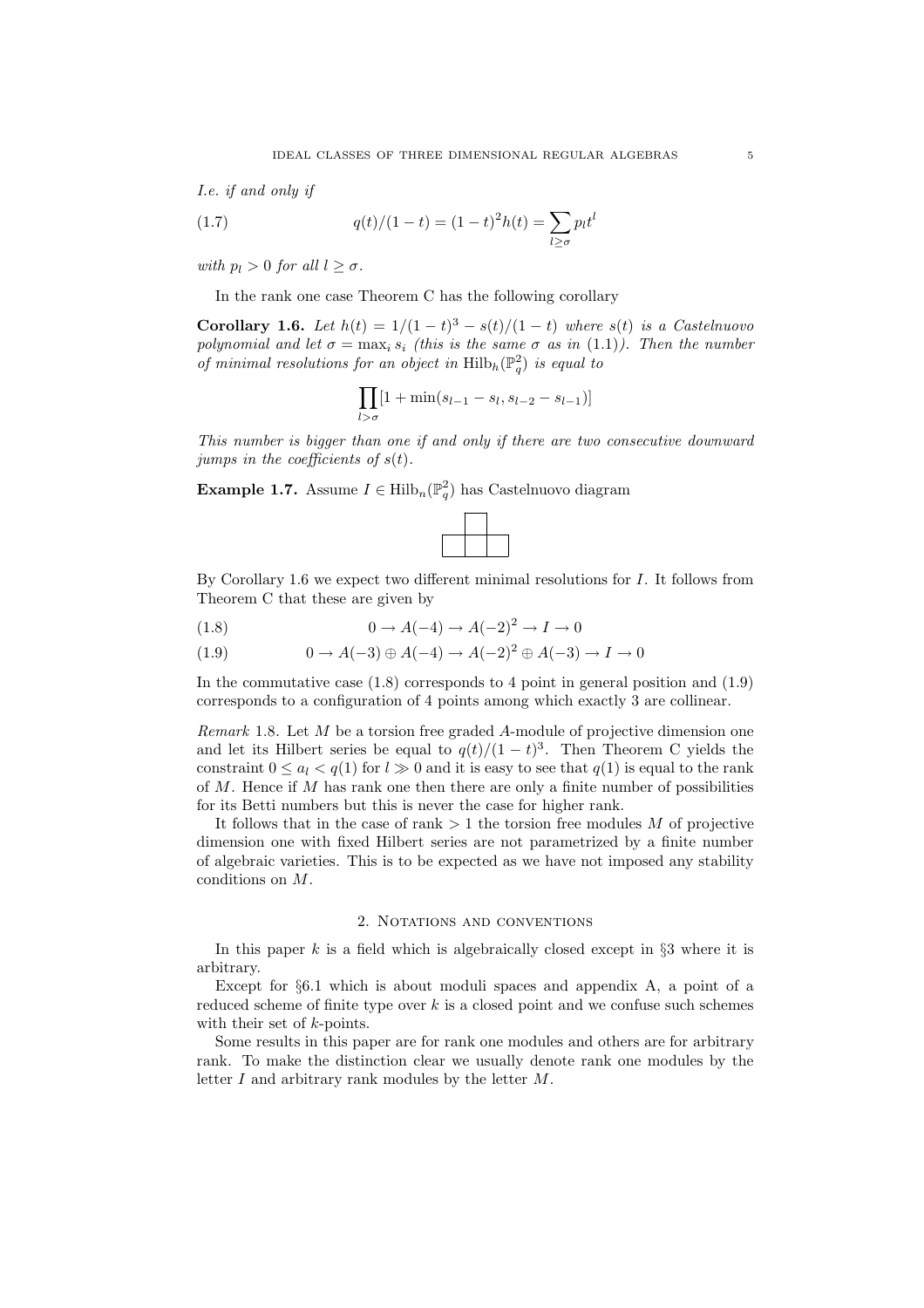*I.e. if and only if*

$$q(t)/(1-t) = (1-t)^2 h(t) = \sum_{l \geq \sigma} p_l t^l \tag{1.7}$$

*with $p_l > 0$ for all $l \geq \sigma$.*

In the rank one case Theorem C has the following corollary

**Corollary 1.6.** *Let $h(t) = 1/(1-t)^3 - s(t)/(1-t)$ where $s(t)$ is a Castelnuovo polynomial and let $\sigma = \max_i s_i$ (this is the same $\sigma$ as in (1.1)). Then the number of minimal resolutions for an object in $\mathrm{Hilb}_h(\mathbb{P}^2_q)$ is equal to*

$$\prod_{l > \sigma} [1 + \min(s_{l-1} - s_l, s_{l-2} - s_{l-1})]$$

*This number is bigger than one if and only if there are two consecutive downward jumps in the coefficients of $s(t)$.*

**Example 1.7.** Assume $I \in \mathrm{Hilb}_n(\mathbb{P}^2_q)$ has Castelnuovo diagram

By Corollary 1.6 we expect two different minimal resolutions for $I$. It follows from Theorem C that these are given by

$$0 \to A(-4) \to A(-2)^2 \to I \to 0 \tag{1.8}$$

$$0 \to A(-3) \oplus A(-4) \to A(-2)^2 \oplus A(-3) \to I \to 0 \tag{1.9}$$

In the commutative case (1.8) corresponds to 4 point in general position and (1.9) corresponds to a configuration of 4 points among which exactly 3 are collinear.

*Remark* 1.8. Let $M$ be a torsion free graded $A$-module of projective dimension one and let its Hilbert series be equal to $q(t)/(1-t)^3$. Then Theorem C yields the constraint $0 \leq a_l < q(1)$ for $l \gg 0$ and it is easy to see that $q(1)$ is equal to the rank of $M$. Hence if $M$ has rank one then there are only a finite number of possibilities for its Betti numbers but this is never the case for higher rank.

It follows that in the case of rank $> 1$ the torsion free modules $M$ of projective dimension one with fixed Hilbert series are not parametrized by a finite number of algebraic varieties. This is to be expected as we have not imposed any stability conditions on $M$.

## 2. Notations and conventions

In this paper $k$ is a field which is algebraically closed except in §3 where it is arbitrary.

Except for §6.1 which is about moduli spaces and appendix A, a point of a reduced scheme of finite type over $k$ is a closed point and we confuse such schemes with their set of $k$-points.

Some results in this paper are for rank one modules and others are for arbitrary rank. To make the distinction clear we usually denote rank one modules by the letter $I$ and arbitrary rank modules by the letter $M$.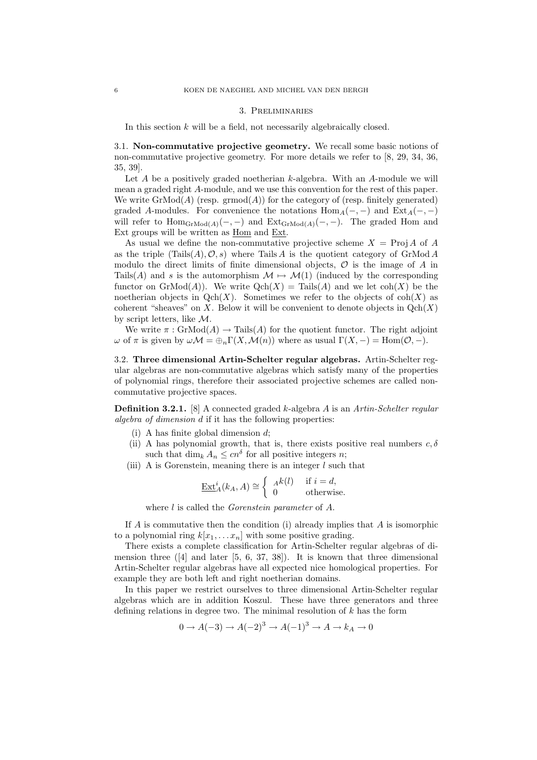## 3. Preliminaries

In this section $k$ will be a field, not necessarily algebraically closed.

### 3.1. Non-commutative projective geometry.

We recall some basic notions of non-commutative projective geometry. For more details we refer to [8, 29, 34, 36, 35, 39].

Let $A$ be a positively graded noetherian $k$-algebra. With an $A$-module we will mean a graded right $A$-module, and we use this convention for the rest of this paper. We write $\operatorname{GrMod}(A)$ (resp. $\operatorname{grmod}(A)$) for the category of (resp. finitely generated) graded $A$-modules. For convenience the notations $\operatorname{Hom}_A(-,-)$ and $\operatorname{Ext}_A(-,-)$ will refer to $\operatorname{Hom}_{\operatorname{GrMod}(A)}(-,-)$ and $\operatorname{Ext}_{\operatorname{GrMod}(A)}(-,-)$. The graded Hom and Ext groups will be written as $\underline{\operatorname{Hom}}$ and $\underline{\operatorname{Ext}}$.

As usual we define the non-commutative projective scheme $X = \operatorname{Proj} A$ of $A$ as the triple $(\operatorname{Tails}(A), \mathcal{O}, s)$ where $\operatorname{Tails} A$ is the quotient category of $\operatorname{GrMod} A$ modulo the direct limits of finite dimensional objects, $\mathcal{O}$ is the image of $A$ in $\operatorname{Tails}(A)$ and $s$ is the automorphism $\mathcal{M} \mapsto \mathcal{M}(1)$ (induced by the corresponding functor on $\operatorname{GrMod}(A)$). We write $\operatorname{Qch}(X) = \operatorname{Tails}(A)$ and we let $\operatorname{coh}(X)$ be the noetherian objects in $\operatorname{Qch}(X)$. Sometimes we refer to the objects of $\operatorname{coh}(X)$ as coherent "sheaves" on $X$. Below it will be convenient to denote objects in $\operatorname{Qch}(X)$ by script letters, like $\mathcal{M}$.

We write $\pi : \operatorname{GrMod}(A) \to \operatorname{Tails}(A)$ for the quotient functor. The right adjoint $\omega$ of $\pi$ is given by $\omega\mathcal{M} = \oplus_n \Gamma(X, \mathcal{M}(n))$ where as usual $\Gamma(X,-) = \operatorname{Hom}(\mathcal{O},-)$.

### 3.2. Three dimensional Artin-Schelter regular algebras.

Artin-Schelter regular algebras are non-commutative algebras which satisfy many of the properties of polynomial rings, therefore their associated projective schemes are called non-commutative projective spaces.

**Definition 3.2.1.** [8] A connected graded $k$-algebra $A$ is an *Artin-Schelter regular algebra of dimension $d$* if it has the following properties:

(i) A has finite global dimension $d$;

(ii) A has polynomial growth, that is, there exists positive real numbers $c, \delta$ such that $\dim_k A_n \leq cn^\delta$ for all positive integers $n$;

(iii) A is Gorenstein, meaning there is an integer $l$ such that

$$\underline{\operatorname{Ext}}^i_A(k_A, A) \cong \begin{cases} {}_A k(l) & \text{if } i = d, \\ 0 & \text{otherwise.} \end{cases}$$

where $l$ is called the *Gorenstein parameter* of $A$.

If $A$ is commutative then the condition (i) already implies that $A$ is isomorphic to a polynomial ring $k[x_1, \ldots x_n]$ with some positive grading.

There exists a complete classification for Artin-Schelter regular algebras of dimension three ([4] and later [5, 6, 37, 38]). It is known that three dimensional Artin-Schelter regular algebras have all expected nice homological properties. For example they are both left and right noetherian domains.

In this paper we restrict ourselves to three dimensional Artin-Schelter regular algebras which are in addition Koszul. These have three generators and three defining relations in degree two. The minimal resolution of $k$ has the form

$$0 \to A(-3) \to A(-2)^3 \to A(-1)^3 \to A \to k_A \to 0$$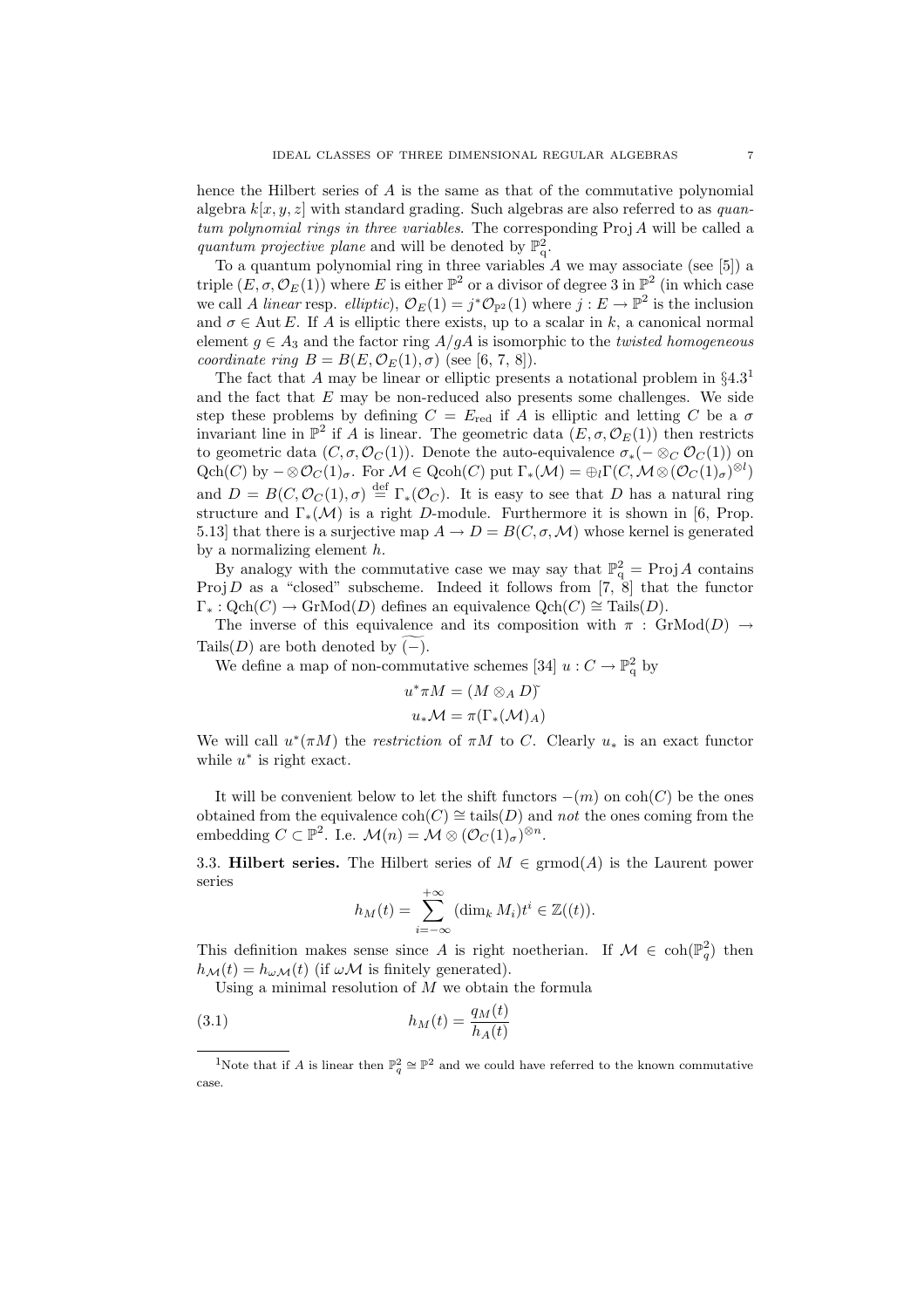hence the Hilbert series of $A$ is the same as that of the commutative polynomial algebra $k[x, y, z]$ with standard grading. Such algebras are also referred to as *quantum polynomial rings in three variables*. The corresponding $\operatorname{Proj} A$ will be called a *quantum projective plane* and will be denoted by $\mathbb{P}^2_q$.

To a quantum polynomial ring in three variables $A$ we may associate (see [5]) a triple $(E, \sigma, \mathcal{O}_E(1))$ where $E$ is either $\mathbb{P}^2$ or a divisor of degree 3 in $\mathbb{P}^2$ (in which case we call $A$ *linear* resp. *elliptic*), $\mathcal{O}_E(1) = j^*\mathcal{O}_{\mathbb{P}^2}(1)$ where $j : E \to \mathbb{P}^2$ is the inclusion and $\sigma \in \operatorname{Aut} E$. If $A$ is elliptic there exists, up to a scalar in $k$, a canonical normal element $g \in A_3$ and the factor ring $A/gA$ is isomorphic to the *twisted homogeneous coordinate ring* $B = B(E, \mathcal{O}_E(1), \sigma)$ (see [6, 7, 8]).

The fact that $A$ may be linear or elliptic presents a notational problem in §4.3[1] and the fact that $E$ may be non-reduced also presents some challenges. We side step these problems by defining $C = E_{\text{red}}$ if $A$ is elliptic and letting $C$ be a $\sigma$ invariant line in $\mathbb{P}^2$ if $A$ is linear. The geometric data $(E, \sigma, \mathcal{O}_E(1))$ then restricts to geometric data $(C, \sigma, \mathcal{O}_C(1))$. Denote the auto-equivalence $\sigma_*(- \otimes_C \mathcal{O}_C(1))$ on $\operatorname{Qch}(C)$ by $- \otimes \mathcal{O}_C(1)_\sigma$. For $\mathcal{M} \in \operatorname{Qcoh}(C)$ put $\Gamma_*(\mathcal{M}) = \oplus_l \Gamma(C, \mathcal{M} \otimes (\mathcal{O}_C(1)_\sigma)^{\otimes l})$ and $D = B(C, \mathcal{O}_C(1), \sigma) \overset{\text{def}}{=} \Gamma_*(\mathcal{O}_C)$. It is easy to see that $D$ has a natural ring structure and $\Gamma_*(\mathcal{M})$ is a right $D$-module. Furthermore it is shown in [6, Prop. 5.13] that there is a surjective map $A \to D = B(C, \sigma, \mathcal{M})$ whose kernel is generated by a normalizing element $h$.

By analogy with the commutative case we may say that $\mathbb{P}^2_q = \operatorname{Proj} A$ contains $\operatorname{Proj} D$ as a "closed" subscheme. Indeed it follows from [7, 8] that the functor $\Gamma_* : \operatorname{Qch}(C) \to \operatorname{GrMod}(D)$ defines an equivalence $\operatorname{Qch}(C) \cong \operatorname{Tails}(D)$.

The inverse of this equivalence and its composition with $\pi : \operatorname{GrMod}(D) \to \operatorname{Tails}(D)$ are both denoted by $\widetilde{(-)}$.

We define a map of non-commutative schemes [34] $u : C \to \mathbb{P}^2_q$ by

$$u^*\pi M = (M \otimes_A D)\tilde{}$$
$$u_*\mathcal{M} = \pi(\Gamma_*(\mathcal{M})_A)$$

We will call $u^*(\pi M)$ the *restriction* of $\pi M$ to $C$. Clearly $u_*$ is an exact functor while $u^*$ is right exact.

It will be convenient below to let the shift functors $-(m)$ on $\operatorname{coh}(C)$ be the ones obtained from the equivalence $\operatorname{coh}(C) \cong \operatorname{tails}(D)$ and *not* the ones coming from the embedding $C \subset \mathbb{P}^2$. I.e. $\mathcal{M}(n) = \mathcal{M} \otimes (\mathcal{O}_C(1)_\sigma)^{\otimes n}$.

**3.3. Hilbert series.** The Hilbert series of $M \in \operatorname{grmod}(A)$ is the Laurent power series

$$h_M(t) = \sum_{i=-\infty}^{+\infty} (\dim_k M_i) t^i \in \mathbb{Z}((t)).$$

This definition makes sense since $A$ is right noetherian. If $\mathcal{M} \in \operatorname{coh}(\mathbb{P}^2_q)$ then $h_{\mathcal{M}}(t) = h_{\omega\mathcal{M}}(t)$ (if $\omega\mathcal{M}$ is finitely generated).

Using a minimal resolution of $M$ we obtain the formula

$$h_M(t) = \frac{q_M(t)}{h_A(t)} \tag{3.1}$$

[1] Note that if $A$ is linear then $\mathbb{P}^2_q \cong \mathbb{P}^2$ and we could have referred to the known commutative case.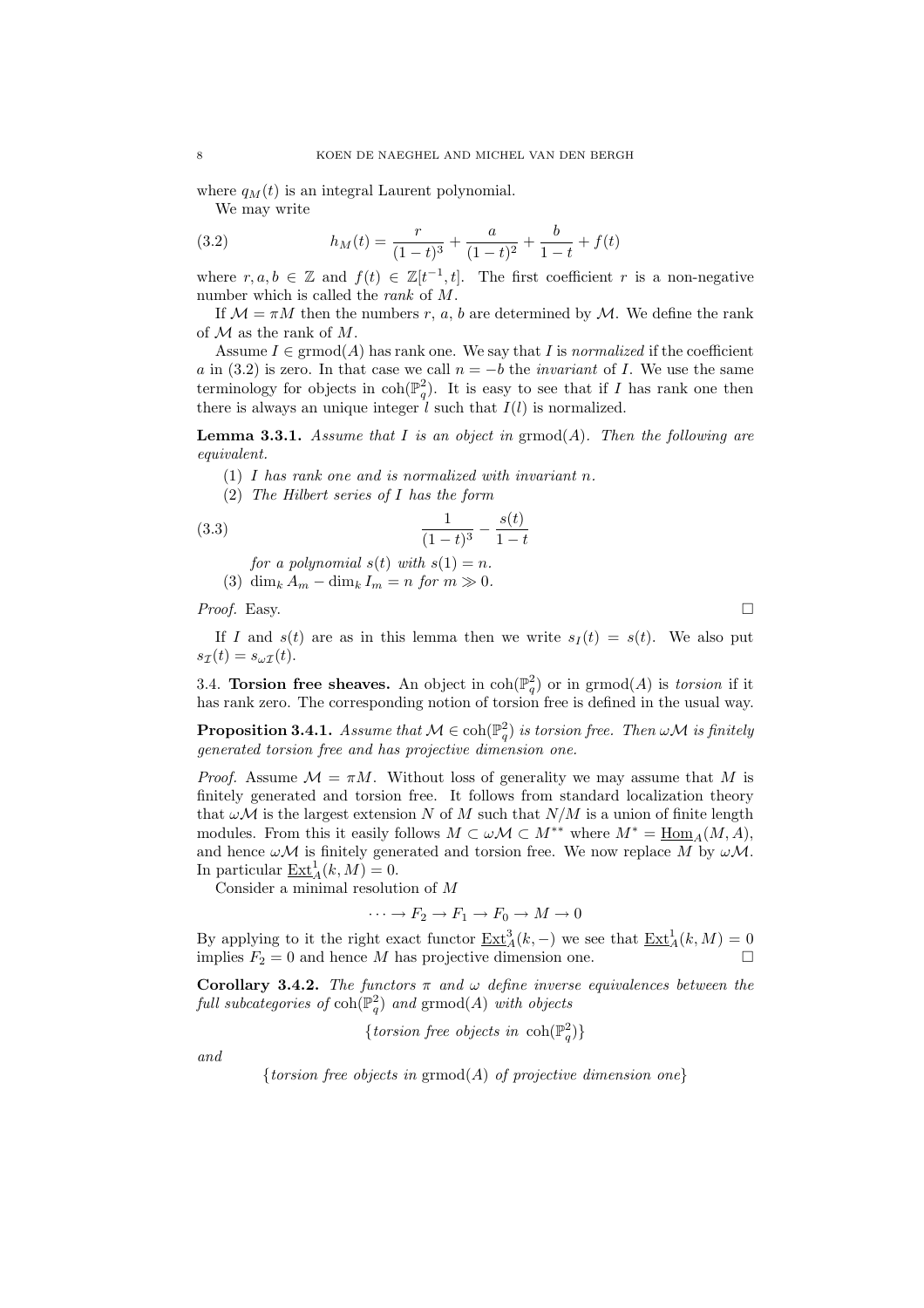where $q_M(t)$ is an integral Laurent polynomial.

We may write

$$h_M(t) = \frac{r}{(1-t)^3} + \frac{a}{(1-t)^2} + \frac{b}{1-t} + f(t) \tag{3.2}$$

where $r, a, b \in \mathbb{Z}$ and $f(t) \in \mathbb{Z}[t^{-1}, t]$. The first coefficient $r$ is a non-negative number which is called the *rank* of $M$.

If $\mathcal{M} = \pi M$ then the numbers $r$, $a$, $b$ are determined by $\mathcal{M}$. We define the rank of $\mathcal{M}$ as the rank of $M$.

Assume $I \in \operatorname{grmod}(A)$ has rank one. We say that $I$ is *normalized* if the coefficient $a$ in (3.2) is zero. In that case we call $n = -b$ the *invariant* of $I$. We use the same terminology for objects in $\operatorname{coh}(\mathbb{P}^2_q)$. It is easy to see that if $I$ has rank one then there is always an unique integer $l$ such that $I(l)$ is normalized.

**Lemma 3.3.1.** *Assume that $I$ is an object in $\operatorname{grmod}(A)$. Then the following are equivalent.*

1. *$I$ has rank one and is normalized with invariant $n$.*
2. *The Hilbert series of $I$ has the form*

$$\frac{1}{(1-t)^3} - \frac{s(t)}{1-t} \tag{3.3}$$

   *for a polynomial $s(t)$ with $s(1) = n$.*

3. *$\dim_k A_m - \dim_k I_m = n$ for $m \gg 0$.*

*Proof.* Easy. $\square$

If $I$ and $s(t)$ are as in this lemma then we write $s_I(t) = s(t)$. We also put $s_{\mathcal{I}}(t) = s_{\omega\mathcal{I}}(t)$.

3.4. **Torsion free sheaves.** An object in $\operatorname{coh}(\mathbb{P}^2_q)$ or in $\operatorname{grmod}(A)$ is *torsion* if it has rank zero. The corresponding notion of torsion free is defined in the usual way.

**Proposition 3.4.1.** *Assume that $\mathcal{M} \in \operatorname{coh}(\mathbb{P}^2_q)$ is torsion free. Then $\omega\mathcal{M}$ is finitely generated torsion free and has projective dimension one.*

*Proof.* Assume $\mathcal{M} = \pi M$. Without loss of generality we may assume that $M$ is finitely generated and torsion free. It follows from standard localization theory that $\omega\mathcal{M}$ is the largest extension $N$ of $M$ such that $N/M$ is a union of finite length modules. From this it easily follows $M \subset \omega\mathcal{M} \subset M^{**}$ where $M^* = \underline{\operatorname{Hom}}_A(M, A)$, and hence $\omega\mathcal{M}$ is finitely generated and torsion free. We now replace $M$ by $\omega\mathcal{M}$. In particular $\underline{\operatorname{Ext}}^1_A(k, M) = 0$.

Consider a minimal resolution of $M$

$$\cdots \to F_2 \to F_1 \to F_0 \to M \to 0$$

By applying to it the right exact functor $\underline{\operatorname{Ext}}^3_A(k, -)$ we see that $\underline{\operatorname{Ext}}^1_A(k, M) = 0$ implies $F_2 = 0$ and hence $M$ has projective dimension one. $\square$

**Corollary 3.4.2.** *The functors $\pi$ and $\omega$ define inverse equivalences between the full subcategories of $\operatorname{coh}(\mathbb{P}^2_q)$ and $\operatorname{grmod}(A)$ with objects*

$$\{\textit{torsion free objects in } \operatorname{coh}(\mathbb{P}^2_q)\}$$

*and*

$$\{\textit{torsion free objects in } \operatorname{grmod}(A) \textit{ of projective dimension one}\}$$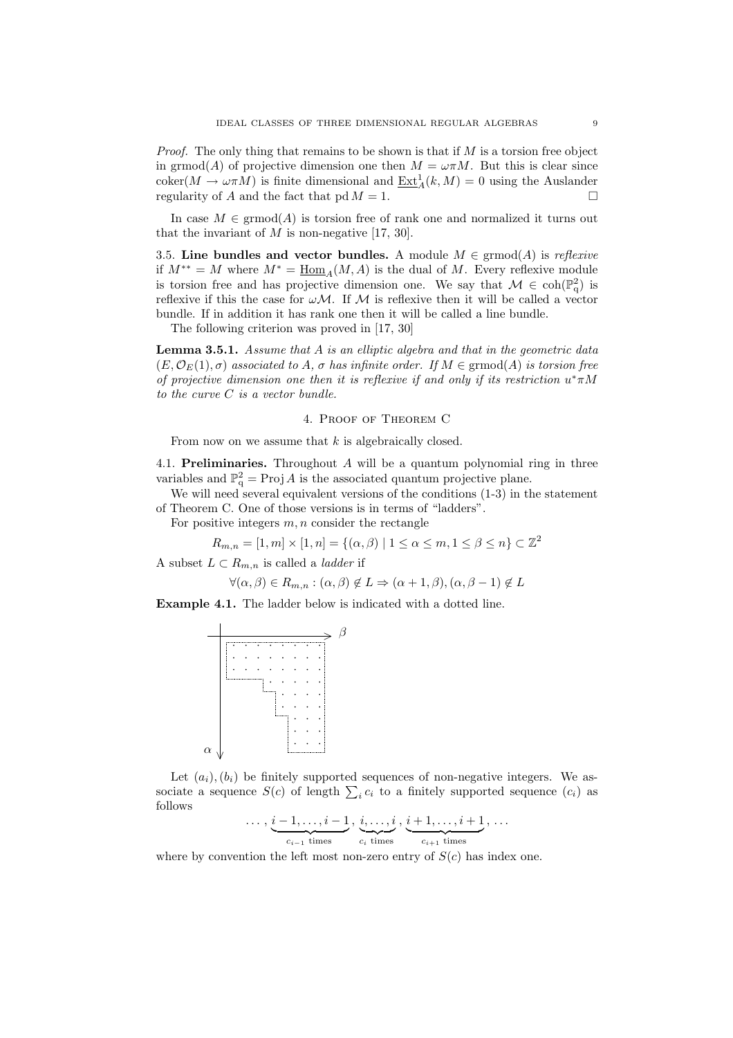*Proof.* The only thing that remains to be shown is that if $M$ is a torsion free object in $\operatorname{grmod}(A)$ of projective dimension one then $M = \omega\pi M$. But this is clear since $\operatorname{coker}(M \to \omega\pi M)$ is finite dimensional and $\underline{\operatorname{Ext}}^1_A(k, M) = 0$ using the Auslander regularity of $A$ and the fact that $\operatorname{pd} M = 1$. □

In case $M \in \operatorname{grmod}(A)$ is torsion free of rank one and normalized it turns out that the invariant of $M$ is non-negative [17, 30].

3.5. **Line bundles and vector bundles.** A module $M \in \operatorname{grmod}(A)$ is *reflexive* if $M^{**} = M$ where $M^* = \underline{\operatorname{Hom}}_A(M, A)$ is the dual of $M$. Every reflexive module is torsion free and has projective dimension one. We say that $\mathcal{M} \in \operatorname{coh}(\mathbb{P}^2_q)$ is reflexive if this the case for $\omega\mathcal{M}$. If $\mathcal{M}$ is reflexive then it will be called a vector bundle. If in addition it has rank one then it will be called a line bundle.

The following criterion was proved in [17, 30]

**Lemma 3.5.1.** *Assume that $A$ is an elliptic algebra and that in the geometric data $(E, \mathcal{O}_E(1), \sigma)$ associated to $A$, $\sigma$ has infinite order. If $M \in \operatorname{grmod}(A)$ is torsion free of projective dimension one then it is reflexive if and only if its restriction $u^*\pi M$ to the curve $C$ is a vector bundle.*

## 4. Proof of Theorem C

From now on we assume that $k$ is algebraically closed.

4.1. **Preliminaries.** Throughout $A$ will be a quantum polynomial ring in three variables and $\mathbb{P}^2_q = \operatorname{Proj} A$ is the associated quantum projective plane.

We will need several equivalent versions of the conditions (1-3) in the statement of Theorem C. One of those versions is in terms of "ladders".

For positive integers $m, n$ consider the rectangle

$$R_{m,n} = [1, m] \times [1, n] = \{(\alpha, \beta) \mid 1 \le \alpha \le m, 1 \le \beta \le n\} \subset \mathbb{Z}^2$$

A subset $L \subset R_{m,n}$ is called a *ladder* if

$$\forall (\alpha, \beta) \in R_{m,n} : (\alpha, \beta) \notin L \Rightarrow (\alpha + 1, \beta), (\alpha, \beta - 1) \notin L$$

**Example 4.1.** The ladder below is indicated with a dotted line.

Let $(a_i), (b_i)$ be finitely supported sequences of non-negative integers. We associate a sequence $S(c)$ of length $\sum_i c_i$ to a finitely supported sequence $(c_i)$ as follows

$$\ldots, \underbrace{i-1, \ldots, i-1}_{c_{i-1} \text{ times}}, \underbrace{i, \ldots, i}_{c_i \text{ times}}, \underbrace{i+1, \ldots, i+1}_{c_{i+1} \text{ times}}, \ldots$$

where by convention the left most non-zero entry of $S(c)$ has index one.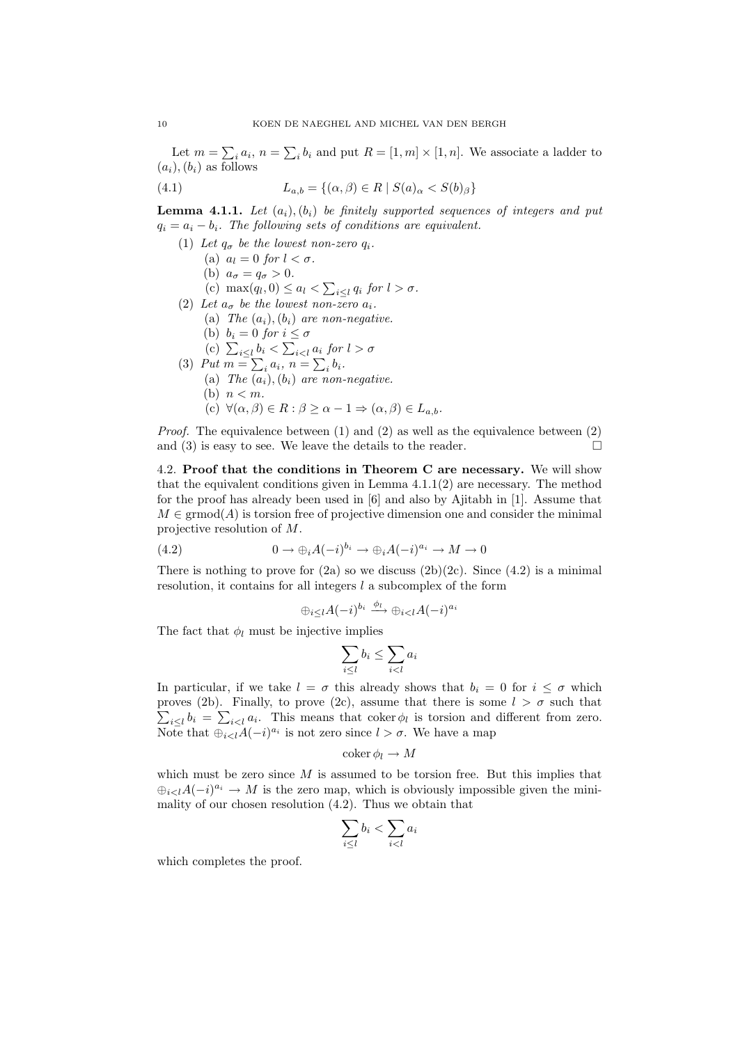Let $m = \sum_i a_i$, $n = \sum_i b_i$ and put $R = [1, m] \times [1, n]$. We associate a ladder to $(a_i), (b_i)$ as follows

$$L_{a,b} = \{(\alpha, \beta) \in R \mid S(a)_\alpha < S(b)_\beta\} \tag{4.1}$$

**Lemma 4.1.1.** *Let $(a_i), (b_i)$ be finitely supported sequences of integers and put $q_i = a_i - b_i$. The following sets of conditions are equivalent.*

1. *Let $q_\sigma$ be the lowest non-zero $q_i$.*
   - (a) *$a_l = 0$ for $l < \sigma$.*
   - (b) *$a_\sigma = q_\sigma > 0$.*
   - (c) *$\max(q_l, 0) \leq a_l < \sum_{i \leq l} q_i$ for $l > \sigma$.*
2. *Let $a_\sigma$ be the lowest non-zero $a_i$.*
   - (a) *The $(a_i), (b_i)$ are non-negative.*
   - (b) *$b_i = 0$ for $i \leq \sigma$*
   - (c) *$\sum_{i \leq l} b_i < \sum_{i < l} a_i$ for $l > \sigma$*
3. *Put $m = \sum_i a_i$, $n = \sum_i b_i$.*
   - (a) *The $(a_i), (b_i)$ are non-negative.*
   - (b) *$n < m$.*
   - (c) *$\forall (\alpha, \beta) \in R : \beta \geq \alpha - 1 \Rightarrow (\alpha, \beta) \in L_{a,b}$.*

*Proof.* The equivalence between (1) and (2) as well as the equivalence between (2) and (3) is easy to see. We leave the details to the reader. □

4.2. **Proof that the conditions in Theorem C are necessary.** We will show that the equivalent conditions given in Lemma 4.1.1(2) are necessary. The method for the proof has already been used in [6] and also by Ajitabh in [1]. Assume that $M \in \text{grmod}(A)$ is torsion free of projective dimension one and consider the minimal projective resolution of $M$.

$$0 \to \oplus_i A(-i)^{b_i} \to \oplus_i A(-i)^{a_i} \to M \to 0 \tag{4.2}$$

There is nothing to prove for (2a) so we discuss (2b)(2c). Since (4.2) is a minimal resolution, it contains for all integers $l$ a subcomplex of the form

$$\oplus_{i \leq l} A(-i)^{b_i} \xrightarrow{\phi_l} \oplus_{i < l} A(-i)^{a_i}$$

The fact that $\phi_l$ must be injective implies

$$\sum_{i \leq l} b_i \leq \sum_{i < l} a_i$$

In particular, if we take $l = \sigma$ this already shows that $b_i = 0$ for $i \leq \sigma$ which proves (2b). Finally, to prove (2c), assume that there is some $l > \sigma$ such that $\sum_{i \leq l} b_i = \sum_{i < l} a_i$. This means that $\operatorname{coker} \phi_l$ is torsion and different from zero. Note that $\oplus_{i < l} A(-i)^{a_i}$ is not zero since $l > \sigma$. We have a map

$$\operatorname{coker} \phi_l \to M$$

which must be zero since $M$ is assumed to be torsion free. But this implies that $\oplus_{i < l} A(-i)^{a_i} \to M$ is the zero map, which is obviously impossible given the minimality of our chosen resolution (4.2). Thus we obtain that

$$\sum_{i \leq l} b_i < \sum_{i < l} a_i$$

which completes the proof.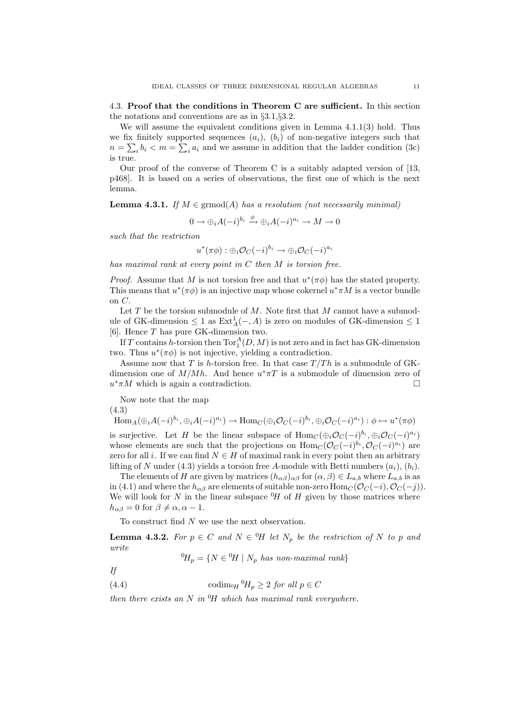### 4.3. **Proof that the conditions in Theorem C are sufficient.**

In this section the notations and conventions are as in §3.1,§3.2.

We will assume the equivalent conditions given in Lemma 4.1.1(3) hold. Thus we fix finitely supported sequences $(a_i)$, $(b_i)$ of non-negative integers such that $n = \sum_i b_i < m = \sum_i a_i$ and we assume in addition that the ladder condition (3c) is true.

Our proof of the converse of Theorem C is a suitably adapted version of [13, p468]. It is based on a series of observations, the first one of which is the next lemma.

**Lemma 4.3.1.** *If $M \in \operatorname{grmod}(A)$ has a resolution (not necessarily minimal)*

$$0 \to \oplus_i A(-i)^{b_i} \xrightarrow{\phi} \oplus_i A(-i)^{a_i} \to M \to 0$$

*such that the restriction*

$$u^*(\pi\phi) : \oplus_i \mathcal{O}_C(-i)^{b_i} \to \oplus_i \mathcal{O}_C(-i)^{a_i}$$

*has maximal rank at every point in $C$ then $M$ is torsion free.*

*Proof.* Assume that $M$ is not torsion free and that $u^*(\pi\phi)$ has the stated property. This means that $u^*(\pi\phi)$ is an injective map whose cokernel $u^*\pi M$ is a vector bundle on $C$.

Let $T$ be the torsion submodule of $M$. Note first that $M$ cannot have a submodule of GK-dimension $\leq 1$ as $\operatorname{Ext}^1_A(-, A)$ is zero on modules of GK-dimension $\leq 1$ [6]. Hence $T$ has pure GK-dimension two.

If $T$ contains $h$-torsion then $\operatorname{Tor}^A_1(D, M)$ is not zero and in fact has GK-dimension two. Thus $u^*(\pi\phi)$ is not injective, yielding a contradiction.

Assume now that $T$ is $h$-torsion free. In that case $T/Th$ is a submodule of GK-dimension one of $M/Mh$. And hence $u^*\pi T$ is a submodule of dimension zero of $u^*\pi M$ which is again a contradiction. $\square$

Now note that the map

(4.3)

$$\operatorname{Hom}_A(\oplus_i A(-i)^{b_i}, \oplus_i A(-i)^{a_i}) \to \operatorname{Hom}_C(\oplus_i \mathcal{O}_C(-i)^{b_i}, \oplus_i \mathcal{O}_C(-i)^{a_i}) : \phi \mapsto u^*(\pi\phi)$$

is surjective. Let $H$ be the linear subspace of $\operatorname{Hom}_C(\oplus_i \mathcal{O}_C(-i)^{b_i}, \oplus_i \mathcal{O}_C(-i)^{a_i})$ whose elements are such that the projections on $\operatorname{Hom}_C(\mathcal{O}_C(-i)^{b_i}, \mathcal{O}_C(-i)^{a_i})$ are zero for all $i$. If we can find $N \in H$ of maximal rank in every point then an arbitrary lifting of $N$ under (4.3) yields a torsion free $A$-module with Betti numbers $(a_i)$, $(b_i)$.

The elements of $H$ are given by matrices $(h_{\alpha\beta})_{\alpha\beta}$ for $(\alpha, \beta) \in L_{a,b}$ where $L_{a,b}$ is as in (4.1) and where the $h_{\alpha\beta}$ are elements of suitable non-zero $\operatorname{Hom}_C(\mathcal{O}_C(-i), \mathcal{O}_C(-j))$. We will look for $N$ in the linear subspace ${}^0H$ of $H$ given by those matrices where $h_{\alpha\beta} = 0$ for $\beta \neq \alpha, \alpha - 1$.

To construct find $N$ we use the next observation.

**Lemma 4.3.2.** *For $p \in C$ and $N \in {}^0H$ let $N_p$ be the restriction of $N$ to $p$ and write*

$${}^0H_p = \{N \in {}^0H \mid N_p \text{ has non-maximal rank}\}$$

*If*

$$\operatorname{codim}_{{}^0H} {}^0H_p \geq 2 \text{ for all } p \in C \tag{4.4}$$

*then there exists an $N$ in ${}^0H$ which has maximal rank everywhere.*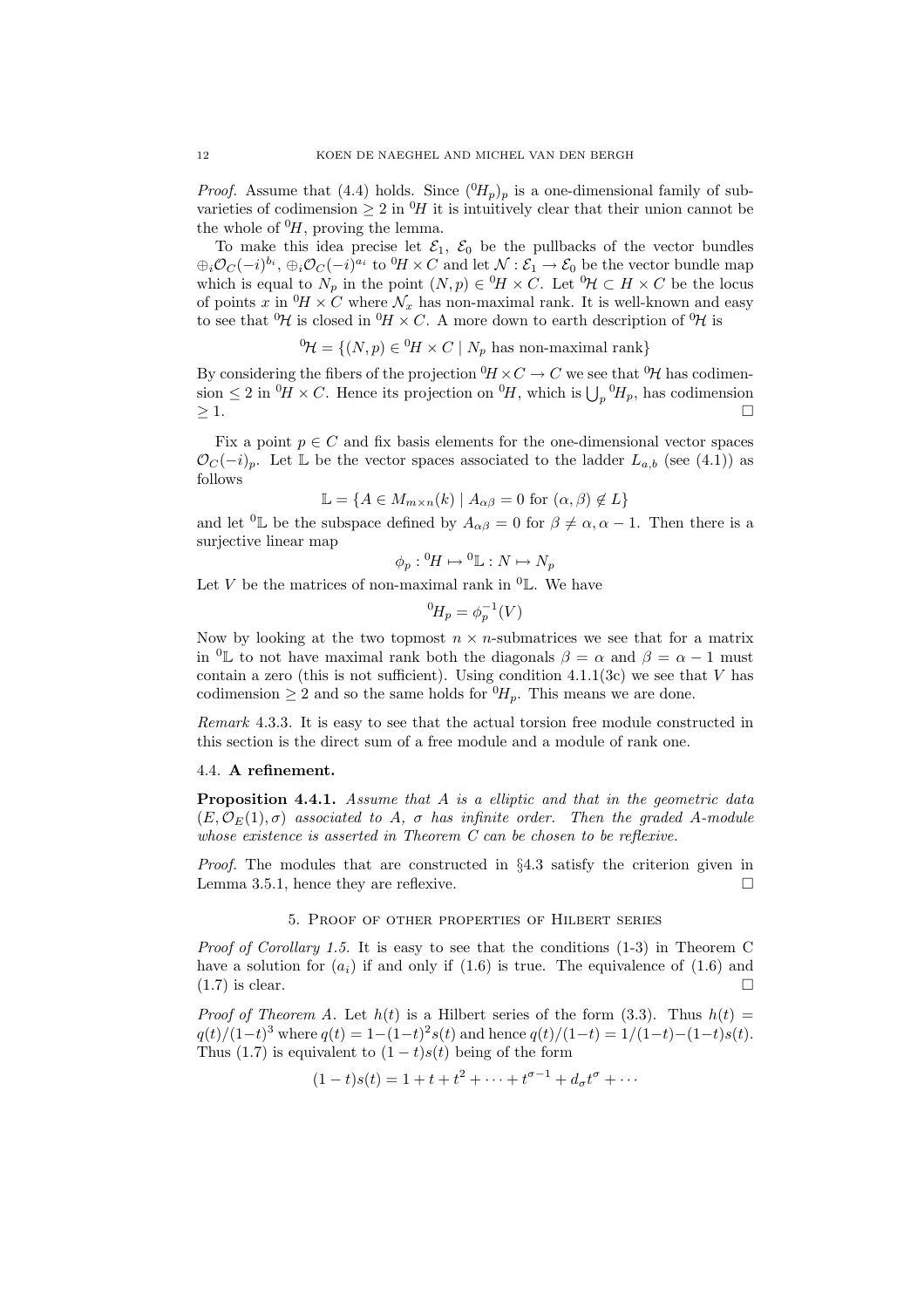*Proof.* Assume that (4.4) holds. Since $({}^0H_p)_p$ is a one-dimensional family of subvarieties of codimension $\geq 2$ in ${}^0H$ it is intuitively clear that their union cannot be the whole of ${}^0H$, proving the lemma.

To make this idea precise let $\mathcal{E}_1$, $\mathcal{E}_0$ be the pullbacks of the vector bundles $\oplus_i \mathcal{O}_C(-i)^{b_i}$, $\oplus_i \mathcal{O}_C(-i)^{a_i}$ to ${}^0H \times C$ and let $\mathcal{N} : \mathcal{E}_1 \to \mathcal{E}_0$ be the vector bundle map which is equal to $N_p$ in the point $(N,p) \in {}^0H \times C$. Let ${}^0\mathcal{H} \subset H \times C$ be the locus of points $x$ in ${}^0H \times C$ where $\mathcal{N}_x$ has non-maximal rank. It is well-known and easy to see that ${}^0\mathcal{H}$ is closed in ${}^0H \times C$. A more down to earth description of ${}^0\mathcal{H}$ is

$$
{}^0\mathcal{H} = \{(N,p) \in {}^0H \times C \mid N_p \text{ has non-maximal rank}\}
$$

By considering the fibers of the projection ${}^0H \times C \to C$ we see that ${}^0\mathcal{H}$ has codimension $\leq 2$ in ${}^0H \times C$. Hence its projection on ${}^0H$, which is $\bigcup_p {}^0H_p$, has codimension $\geq 1$. $\square$

Fix a point $p \in C$ and fix basis elements for the one-dimensional vector spaces $\mathcal{O}_C(-i)_p$. Let $\mathbb{L}$ be the vector spaces associated to the ladder $L_{a,b}$ (see (4.1)) as follows

$$
\mathbb{L} = \{A \in M_{m \times n}(k) \mid A_{\alpha\beta} = 0 \text{ for } (\alpha,\beta) \notin L\}
$$

and let ${}^0\mathbb{L}$ be the subspace defined by $A_{\alpha\beta} = 0$ for $\beta \neq \alpha, \alpha - 1$. Then there is a surjective linear map

$$
\phi_p : {}^0H \mapsto {}^0\mathbb{L} : N \mapsto N_p
$$

Let $V$ be the matrices of non-maximal rank in ${}^0\mathbb{L}$. We have

$$
{}^0H_p = \phi_p^{-1}(V)
$$

Now by looking at the two topmost $n \times n$-submatrices we see that for a matrix in ${}^0\mathbb{L}$ to not have maximal rank both the diagonals $\beta = \alpha$ and $\beta = \alpha - 1$ must contain a zero (this is not sufficient). Using condition 4.1.1(3c) we see that $V$ has codimension $\geq 2$ and so the same holds for ${}^0H_p$. This means we are done.

*Remark* 4.3.3. It is easy to see that the actual torsion free module constructed in this section is the direct sum of a free module and a module of rank one.

### 4.4. **A refinement.**

**Proposition 4.4.1.** *Assume that $A$ is a elliptic and that in the geometric data $(E, \mathcal{O}_E(1), \sigma)$ associated to $A$, $\sigma$ has infinite order. Then the graded $A$-module whose existence is asserted in Theorem C can be chosen to be reflexive.*

*Proof.* The modules that are constructed in §4.3 satisfy the criterion given in Lemma 3.5.1, hence they are reflexive. $\square$

## 5. Proof of other properties of Hilbert series

*Proof of Corollary 1.5.* It is easy to see that the conditions (1-3) in Theorem C have a solution for $(a_i)$ if and only if (1.6) is true. The equivalence of (1.6) and (1.7) is clear. $\square$

*Proof of Theorem A.* Let $h(t)$ is a Hilbert series of the form (3.3). Thus $h(t) = q(t)/(1-t)^3$ where $q(t) = 1-(1-t)^2 s(t)$ and hence $q(t)/(1-t) = 1/(1-t) - (1-t)s(t)$. Thus (1.7) is equivalent to $(1-t)s(t)$ being of the form

$$
(1-t)s(t) = 1 + t + t^2 + \cdots + t^{\sigma-1} + d_\sigma t^\sigma + \cdots
$$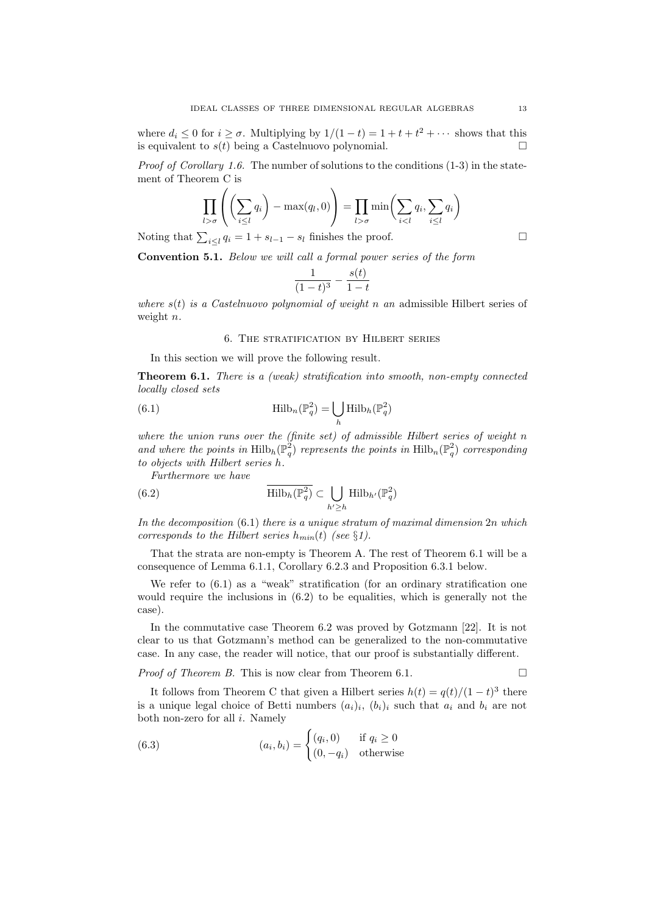where $d_i \leq 0$ for $i \geq \sigma$. Multiplying by $1/(1-t) = 1 + t + t^2 + \cdots$ shows that this is equivalent to $s(t)$ being a Castelnuovo polynomial. □

*Proof of Corollary 1.6.* The number of solutions to the conditions (1-3) in the statement of Theorem C is

$$\prod_{l>\sigma} \left( \left( \sum_{i \leq l} q_i \right) - \max(q_l, 0) \right) = \prod_{l>\sigma} \min\left( \sum_{i<l} q_i, \sum_{i \leq l} q_i \right)$$

Noting that $\sum_{i \leq l} q_i = 1 + s_{l-1} - s_l$ finishes the proof. □

**Convention 5.1.** *Below we will call a formal power series of the form*

$$\frac{1}{(1-t)^3} - \frac{s(t)}{1-t}$$

*where $s(t)$ is a Castelnuovo polynomial of weight $n$ an* admissible Hilbert series of weight $n$.

## 6. The stratification by Hilbert series

In this section we will prove the following result.

**Theorem 6.1.** *There is a (weak) stratification into smooth, non-empty connected locally closed sets*

$$\operatorname{Hilb}_n(\mathbb{P}_q^2) = \bigcup_h \operatorname{Hilb}_h(\mathbb{P}_q^2) \tag{6.1}$$

*where the union runs over the (finite set) of admissible Hilbert series of weight $n$ and where the points in $\operatorname{Hilb}_h(\mathbb{P}_q^2)$ represents the points in $\operatorname{Hilb}_n(\mathbb{P}_q^2)$ corresponding to objects with Hilbert series $h$.*

*Furthermore we have*

$$\overline{\operatorname{Hilb}_h(\mathbb{P}_q^2)} \subset \bigcup_{h' \geq h} \operatorname{Hilb}_{h'}(\mathbb{P}_q^2) \tag{6.2}$$

*In the decomposition* (6.1) *there is a unique stratum of maximal dimension $2n$ which corresponds to the Hilbert series $h_{min}(t)$ (see §1).*

That the strata are non-empty is Theorem A. The rest of Theorem 6.1 will be a consequence of Lemma 6.1.1, Corollary 6.2.3 and Proposition 6.3.1 below.

We refer to (6.1) as a "weak" stratification (for an ordinary stratification one would require the inclusions in (6.2) to be equalities, which is generally not the case).

In the commutative case Theorem 6.2 was proved by Gotzmann [22]. It is not clear to us that Gotzmann's method can be generalized to the non-commutative case. In any case, the reader will notice, that our proof is substantially different.

*Proof of Theorem B.* This is now clear from Theorem 6.1. □

It follows from Theorem C that given a Hilbert series $h(t) = q(t)/(1-t)^3$ there is a unique legal choice of Betti numbers $(a_i)_i$, $(b_i)_i$ such that $a_i$ and $b_i$ are not both non-zero for all $i$. Namely

$$(a_i, b_i) = \begin{cases} (q_i, 0) & \text{if } q_i \geq 0 \\ (0, -q_i) & \text{otherwise} \end{cases} \tag{6.3}$$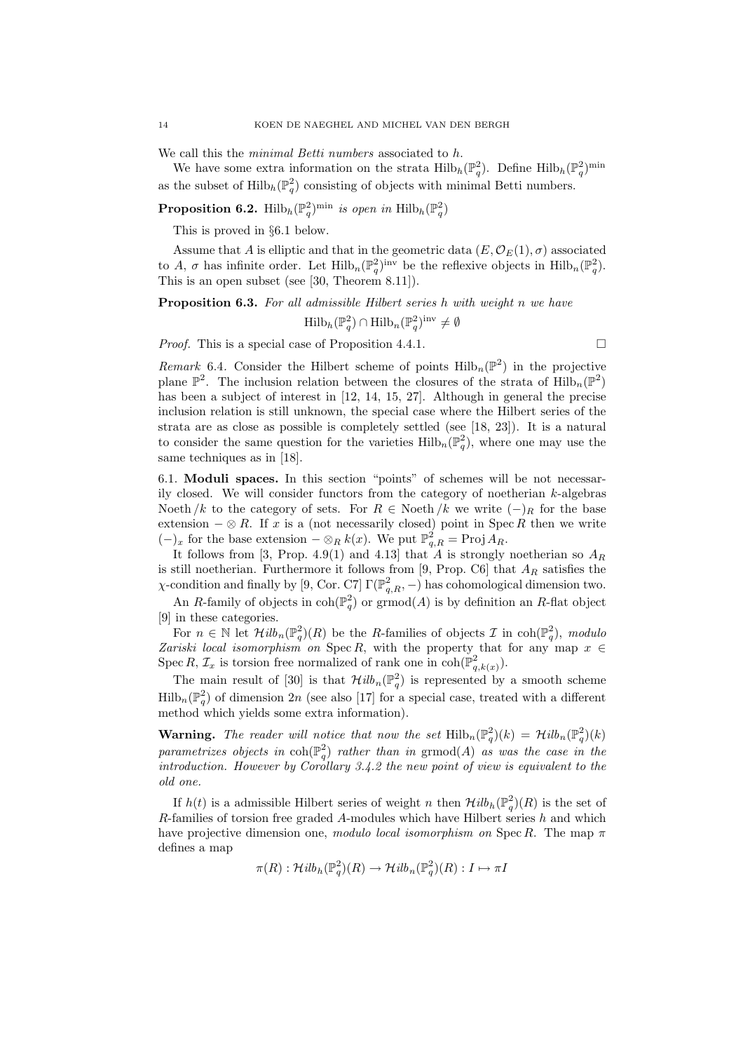We call this the *minimal Betti numbers* associated to $h$.

We have some extra information on the strata $\mathrm{Hilb}_h(\mathbb{P}^2_q)$. Define $\mathrm{Hilb}_h(\mathbb{P}^2_q)^{\min}$ as the subset of $\mathrm{Hilb}_h(\mathbb{P}^2_q)$ consisting of objects with minimal Betti numbers.

**Proposition 6.2.** *$\mathrm{Hilb}_h(\mathbb{P}^2_q)^{\min}$ is open in $\mathrm{Hilb}_h(\mathbb{P}^2_q)$*

This is proved in §6.1 below.

Assume that $A$ is elliptic and that in the geometric data $(E, \mathcal{O}_E(1), \sigma)$ associated to $A$, $\sigma$ has infinite order. Let $\mathrm{Hilb}_n(\mathbb{P}^2_q)^{\mathrm{inv}}$ be the reflexive objects in $\mathrm{Hilb}_n(\mathbb{P}^2_q)$. This is an open subset (see [30, Theorem 8.11]).

**Proposition 6.3.** *For all admissible Hilbert series $h$ with weight $n$ we have*

$$\mathrm{Hilb}_h(\mathbb{P}^2_q) \cap \mathrm{Hilb}_n(\mathbb{P}^2_q)^{\mathrm{inv}} \neq \emptyset$$

*Proof.* This is a special case of Proposition 4.4.1. □

*Remark* 6.4. Consider the Hilbert scheme of points $\mathrm{Hilb}_n(\mathbb{P}^2)$ in the projective plane $\mathbb{P}^2$. The inclusion relation between the closures of the strata of $\mathrm{Hilb}_n(\mathbb{P}^2)$ has been a subject of interest in [12, 14, 15, 27]. Although in general the precise inclusion relation is still unknown, the special case where the Hilbert series of the strata are as close as possible is completely settled (see [18, 23]). It is a natural to consider the same question for the varieties $\mathrm{Hilb}_n(\mathbb{P}^2_q)$, where one may use the same techniques as in [18].

6.1. **Moduli spaces.** In this section "points" of schemes will be not necessarily closed. We will consider functors from the category of noetherian $k$-algebras $\mathrm{Noeth}/k$ to the category of sets. For $R \in \mathrm{Noeth}/k$ we write $(-)_R$ for the base extension $- \otimes R$. If $x$ is a (not necessarily closed) point in $\mathrm{Spec}\, R$ then we write $(-)_x$ for the base extension $- \otimes_R k(x)$. We put $\mathbb{P}^2_{q,R} = \mathrm{Proj}\, A_R$.

It follows from [3, Prop. 4.9(1) and 4.13] that $A$ is strongly noetherian so $A_R$ is still noetherian. Furthermore it follows from [9, Prop. C6] that $A_R$ satisfies the $\chi$-condition and finally by [9, Cor. C7] $\Gamma(\mathbb{P}^2_{q,R}, -)$ has cohomological dimension two.

An $R$-family of objects in $\mathrm{coh}(\mathbb{P}^2_q)$ or $\mathrm{grmod}(A)$ is by definition an $R$-flat object [9] in these categories.

For $n \in \mathbb{N}$ let $\mathcal{H}ilb_n(\mathbb{P}^2_q)(R)$ be the $R$-families of objects $\mathcal{I}$ in $\mathrm{coh}(\mathbb{P}^2_q)$, *modulo Zariski local isomorphism on* $\mathrm{Spec}\, R$, with the property that for any map $x \in \mathrm{Spec}\, R$, $\mathcal{I}_x$ is torsion free normalized of rank one in $\mathrm{coh}(\mathbb{P}^2_{q,k(x)})$.

The main result of [30] is that $\mathcal{H}ilb_n(\mathbb{P}^2_q)$ is represented by a smooth scheme $\mathrm{Hilb}_n(\mathbb{P}^2_q)$ of dimension $2n$ (see also [17] for a special case, treated with a different method which yields some extra information).

**Warning.** *The reader will notice that now the set $\mathrm{Hilb}_n(\mathbb{P}^2_q)(k) = \mathcal{H}ilb_n(\mathbb{P}^2_q)(k)$ parametrizes objects in $\mathrm{coh}(\mathbb{P}^2_q)$ rather than in $\mathrm{grmod}(A)$ as was the case in the introduction. However by Corollary 3.4.2 the new point of view is equivalent to the old one.*

If $h(t)$ is a admissible Hilbert series of weight $n$ then $\mathcal{H}ilb_h(\mathbb{P}^2_q)(R)$ is the set of $R$-families of torsion free graded $A$-modules which have Hilbert series $h$ and which have projective dimension one, *modulo local isomorphism on* $\mathrm{Spec}\, R$. The map $\pi$ defines a map

$$\pi(R) : \mathcal{H}ilb_h(\mathbb{P}^2_q)(R) \to \mathcal{H}ilb_n(\mathbb{P}^2_q)(R) : I \mapsto \pi I$$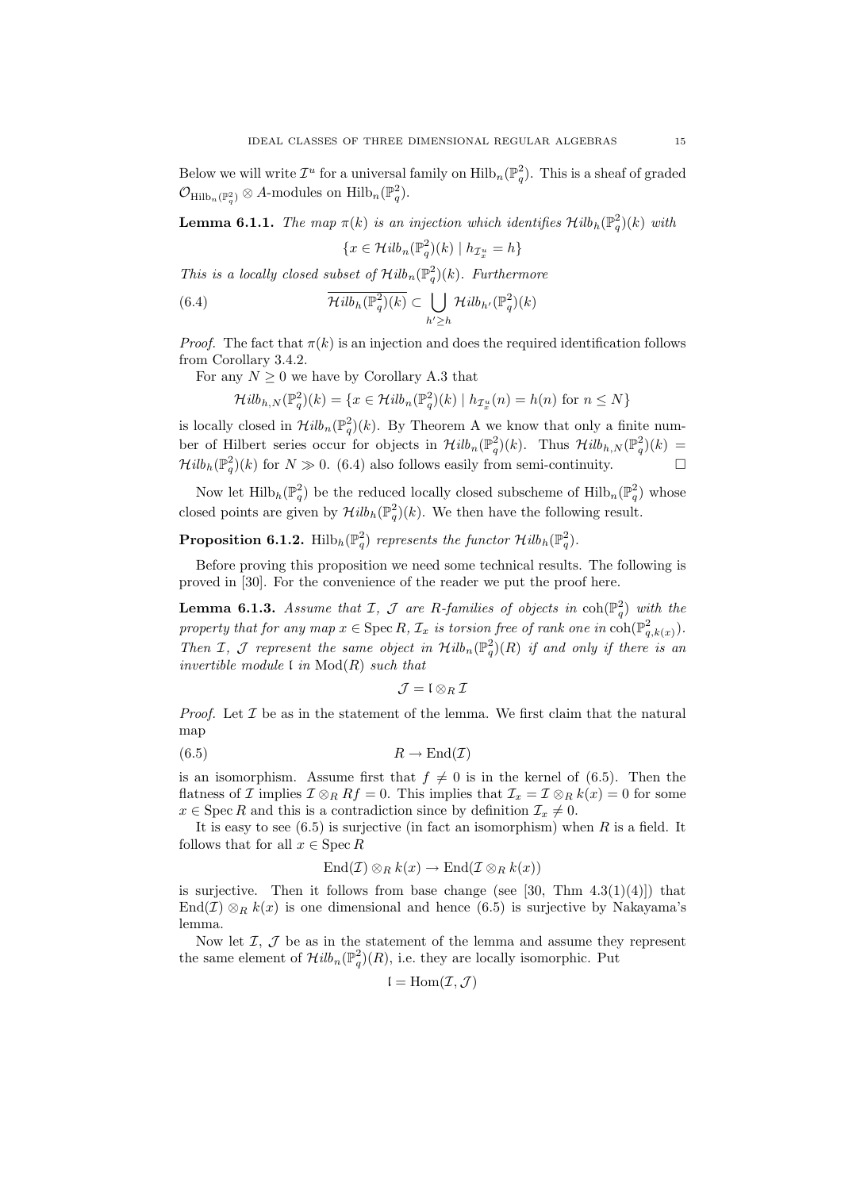Below we will write $\mathcal{I}^u$ for a universal family on $\mathrm{Hilb}_n(\mathbb{P}^2_q)$. This is a sheaf of graded $\mathcal{O}_{\mathrm{Hilb}_n(\mathbb{P}^2_q)} \otimes A$-modules on $\mathrm{Hilb}_n(\mathbb{P}^2_q)$.

**Lemma 6.1.1.** *The map $\pi(k)$ is an injection which identifies $\mathcal{H}ilb_h(\mathbb{P}^2_q)(k)$ with*

$$\{x \in \mathcal{H}ilb_n(\mathbb{P}^2_q)(k) \mid h_{\mathcal{I}^u_x} = h\}$$

*This is a locally closed subset of $\mathcal{H}ilb_n(\mathbb{P}^2_q)(k)$. Furthermore*

$$\overline{\mathcal{H}ilb_h(\mathbb{P}^2_q)(k)} \subset \bigcup_{h' \geq h} \mathcal{H}ilb_{h'}(\mathbb{P}^2_q)(k) \tag{6.4}$$

*Proof.* The fact that $\pi(k)$ is an injection and does the required identification follows from Corollary 3.4.2.

For any $N \geq 0$ we have by Corollary A.3 that

$$\mathcal{H}ilb_{h,N}(\mathbb{P}^2_q)(k) = \{x \in \mathcal{H}ilb_n(\mathbb{P}^2_q)(k) \mid h_{\mathcal{I}^u_x}(n) = h(n) \text{ for } n \leq N\}$$

is locally closed in $\mathcal{H}ilb_n(\mathbb{P}^2_q)(k)$. By Theorem A we know that only a finite number of Hilbert series occur for objects in $\mathcal{H}ilb_n(\mathbb{P}^2_q)(k)$. Thus $\mathcal{H}ilb_{h,N}(\mathbb{P}^2_q)(k) = \mathcal{H}ilb_h(\mathbb{P}^2_q)(k)$ for $N \gg 0$. (6.4) also follows easily from semi-continuity. $\square$

Now let $\mathrm{Hilb}_h(\mathbb{P}^2_q)$ be the reduced locally closed subscheme of $\mathrm{Hilb}_n(\mathbb{P}^2_q)$ whose closed points are given by $\mathcal{H}ilb_h(\mathbb{P}^2_q)(k)$. We then have the following result.

**Proposition 6.1.2.** *$\mathrm{Hilb}_h(\mathbb{P}^2_q)$ represents the functor $\mathcal{H}ilb_h(\mathbb{P}^2_q)$.*

Before proving this proposition we need some technical results. The following is proved in [30]. For the convenience of the reader we put the proof here.

**Lemma 6.1.3.** *Assume that $\mathcal{I}$, $\mathcal{J}$ are $R$-families of objects in $\mathrm{coh}(\mathbb{P}^2_q)$ with the property that for any map $x \in \operatorname{Spec} R$, $\mathcal{I}_x$ is torsion free of rank one in $\mathrm{coh}(\mathbb{P}^2_{q,k(x)})$. Then $\mathcal{I}$, $\mathcal{J}$ represent the same object in $\mathcal{H}ilb_n(\mathbb{P}^2_q)(R)$ if and only if there is an invertible module $\mathfrak{l}$ in $\mathrm{Mod}(R)$ such that*

$$\mathcal{J} = \mathfrak{l} \otimes_R \mathcal{I}$$

*Proof.* Let $\mathcal{I}$ be as in the statement of the lemma. We first claim that the natural map

$$R \to \mathrm{End}(\mathcal{I}) \tag{6.5}$$

is an isomorphism. Assume first that $f \neq 0$ is in the kernel of (6.5). Then the flatness of $\mathcal{I}$ implies $\mathcal{I} \otimes_R Rf = 0$. This implies that $\mathcal{I}_x = \mathcal{I} \otimes_R k(x) = 0$ for some $x \in \operatorname{Spec} R$ and this is a contradiction since by definition $\mathcal{I}_x \neq 0$.

It is easy to see (6.5) is surjective (in fact an isomorphism) when $R$ is a field. It follows that for all $x \in \operatorname{Spec} R$

$$\mathrm{End}(\mathcal{I}) \otimes_R k(x) \to \mathrm{End}(\mathcal{I} \otimes_R k(x))$$

is surjective. Then it follows from base change (see [30, Thm 4.3(1)(4)]) that $\mathrm{End}(\mathcal{I}) \otimes_R k(x)$ is one dimensional and hence (6.5) is surjective by Nakayama's lemma.

Now let $\mathcal{I}$, $\mathcal{J}$ be as in the statement of the lemma and assume they represent the same element of $\mathcal{H}ilb_n(\mathbb{P}^2_q)(R)$, i.e. they are locally isomorphic. Put

$$\mathfrak{l} = \mathrm{Hom}(\mathcal{I}, \mathcal{J})$$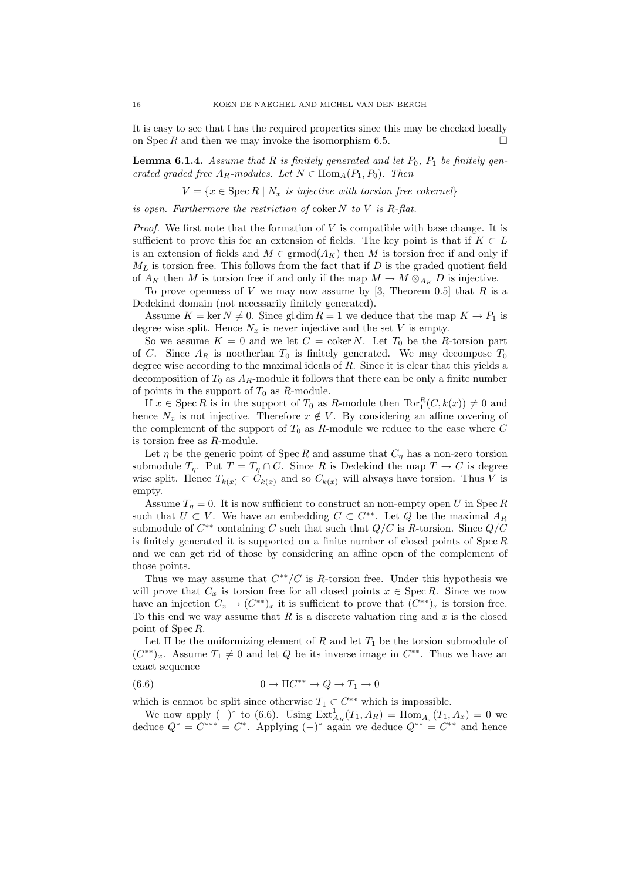It is easy to see that $I$ has the required properties since this may be checked locally on $\operatorname{Spec} R$ and then we may invoke the isomorphism 6.5. □

**Lemma 6.1.4.** *Assume that $R$ is finitely generated and let $P_0$, $P_1$ be finitely generated graded free $A_R$-modules. Let $N \in \operatorname{Hom}_A(P_1, P_0)$. Then*

$$V = \{x \in \operatorname{Spec} R \mid N_x \text{ is injective with torsion free cokernel}\}$$

*is open. Furthermore the restriction of $\operatorname{coker} N$ to $V$ is $R$-flat.*

*Proof.* We first note that the formation of $V$ is compatible with base change. It is sufficient to prove this for an extension of fields. The key point is that if $K \subset L$ is an extension of fields and $M \in \operatorname{grmod}(A_K)$ then $M$ is torsion free if and only if $M_L$ is torsion free. This follows from the fact that if $D$ is the graded quotient field of $A_K$ then $M$ is torsion free if and only if the map $M \to M \otimes_{A_K} D$ is injective.

To prove openness of $V$ we may now assume by [3, Theorem 0.5] that $R$ is a Dedekind domain (not necessarily finitely generated).

Assume $K = \ker N \neq 0$. Since $\operatorname{gl}\dim R = 1$ we deduce that the map $K \to P_1$ is degree wise split. Hence $N_x$ is never injective and the set $V$ is empty.

So we assume $K = 0$ and we let $C = \operatorname{coker} N$. Let $T_0$ be the $R$-torsion part of $C$. Since $A_R$ is noetherian $T_0$ is finitely generated. We may decompose $T_0$ degree wise according to the maximal ideals of $R$. Since it is clear that this yields a decomposition of $T_0$ as $A_R$-module it follows that there can be only a finite number of points in the support of $T_0$ as $R$-module.

If $x \in \operatorname{Spec} R$ is in the support of $T_0$ as $R$-module then $\operatorname{Tor}_1^R(C, k(x)) \neq 0$ and hence $N_x$ is not injective. Therefore $x \notin V$. By considering an affine covering of the complement of the support of $T_0$ as $R$-module we reduce to the case where $C$ is torsion free as $R$-module.

Let $\eta$ be the generic point of $\operatorname{Spec} R$ and assume that $C_\eta$ has a non-zero torsion submodule $T_\eta$. Put $T = T_\eta \cap C$. Since $R$ is Dedekind the map $T \to C$ is degree wise split. Hence $T_{k(x)} \subset C_{k(x)}$ and so $C_{k(x)}$ will always have torsion. Thus $V$ is empty.

Assume $T_\eta = 0$. It is now sufficient to construct an non-empty open $U$ in $\operatorname{Spec} R$ such that $U \subset V$. We have an embedding $C \subset C^{**}$. Let $Q$ be the maximal $A_R$ submodule of $C^{**}$ containing $C$ such that such that $Q/C$ is $R$-torsion. Since $Q/C$ is finitely generated it is supported on a finite number of closed points of $\operatorname{Spec} R$ and we can get rid of those by considering an affine open of the complement of those points.

Thus we may assume that $C^{**}/C$ is $R$-torsion free. Under this hypothesis we will prove that $C_x$ is torsion free for all closed points $x \in \operatorname{Spec} R$. Since we now have an injection $C_x \to (C^{**})_x$ it is sufficient to prove that $(C^{**})_x$ is torsion free. To this end we way assume that $R$ is a discrete valuation ring and $x$ is the closed point of $\operatorname{Spec} R$.

Let $\Pi$ be the uniformizing element of $R$ and let $T_1$ be the torsion submodule of $(C^{**})_x$. Assume $T_1 \neq 0$ and let $Q$ be its inverse image in $C^{**}$. Thus we have an exact sequence

$$0 \to \Pi C^{**} \to Q \to T_1 \to 0 \tag{6.6}$$

which is cannot be split since otherwise $T_1 \subset C^{**}$ which is impossible.

We now apply $(-)^*$ to (6.6). Using $\underline{\operatorname{Ext}}^1_{A_R}(T_1, A_R) = \underline{\operatorname{Hom}}_{A_x}(T_1, A_x) = 0$ we deduce $Q^* = C^{***} = C^*$. Applying $(-)^*$ again we deduce $Q^{**} = C^{**}$ and hence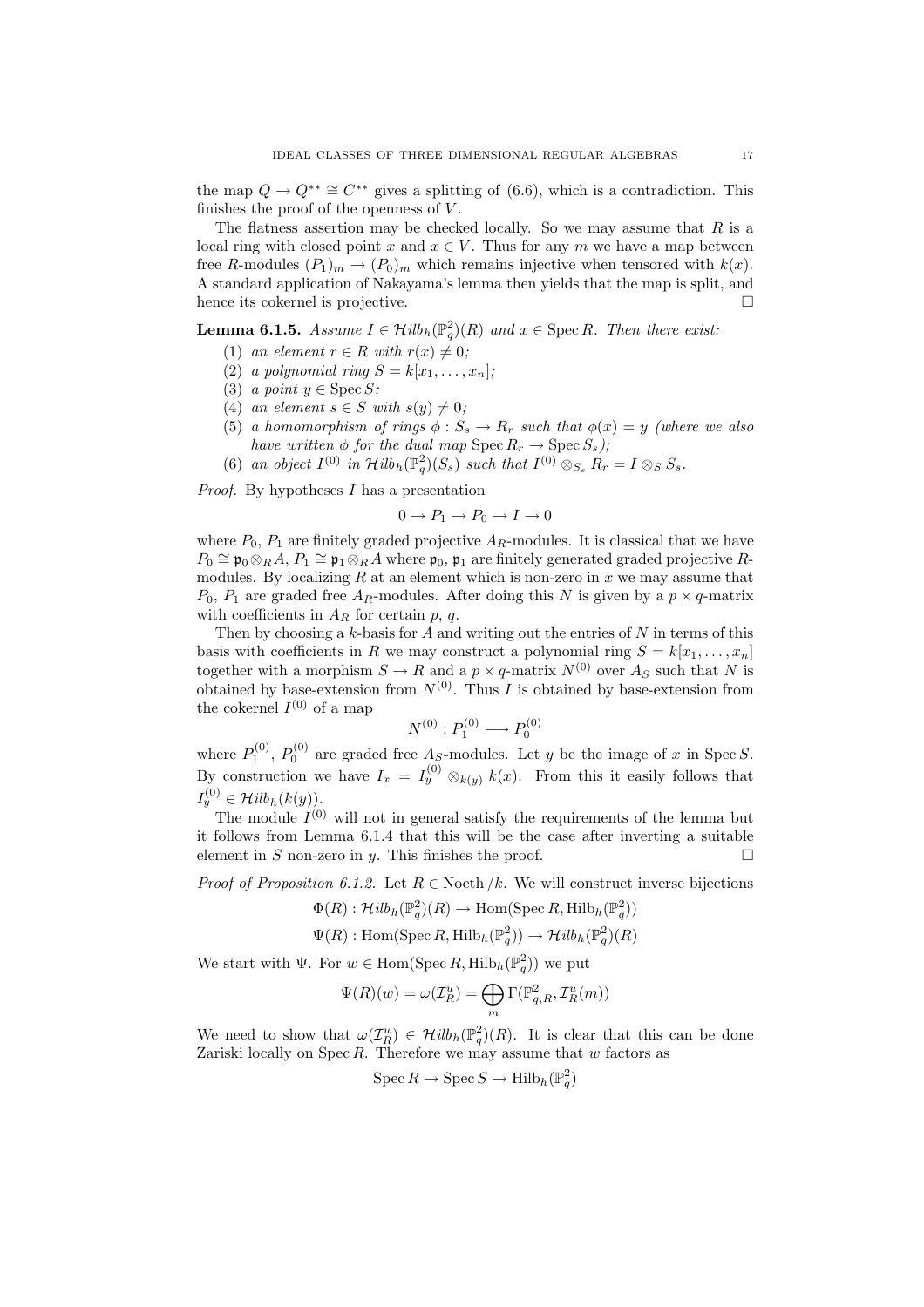the map $Q \to Q^{**} \cong C^{**}$ gives a splitting of (6.6), which is a contradiction. This finishes the proof of the openness of $V$.

The flatness assertion may be checked locally. So we may assume that $R$ is a local ring with closed point $x$ and $x \in V$. Thus for any $m$ we have a map between free $R$-modules $(P_1)_m \to (P_0)_m$ which remains injective when tensored with $k(x)$. A standard application of Nakayama's lemma then yields that the map is split, and hence its cokernel is projective. $\square$

**Lemma 6.1.5.** *Assume $I \in \mathcal{H}ilb_h(\mathbb{P}^2_q)(R)$ and $x \in \operatorname{Spec} R$. Then there exist:*

1. *an element $r \in R$ with $r(x) \neq 0$;*
2. *a polynomial ring $S = k[x_1, \ldots, x_n]$;*
3. *a point $y \in \operatorname{Spec} S$;*
4. *an element $s \in S$ with $s(y) \neq 0$;*
5. *a homomorphism of rings $\phi : S_s \to R_r$ such that $\phi(x) = y$ (where we also have written $\phi$ for the dual map $\operatorname{Spec} R_r \to \operatorname{Spec} S_s$);*
6. *an object $I^{(0)}$ in $\mathcal{H}ilb_h(\mathbb{P}^2_q)(S_s)$ such that $I^{(0)} \otimes_{S_s} R_r = I \otimes_S S_s$.*

*Proof.* By hypotheses $I$ has a presentation

$$0 \to P_1 \to P_0 \to I \to 0$$

where $P_0$, $P_1$ are finitely graded projective $A_R$-modules. It is classical that we have $P_0 \cong \mathfrak{p}_0 \otimes_R A$, $P_1 \cong \mathfrak{p}_1 \otimes_R A$ where $\mathfrak{p}_0$, $\mathfrak{p}_1$ are finitely generated graded projective $R$-modules. By localizing $R$ at an element which is non-zero in $x$ we may assume that $P_0$, $P_1$ are graded free $A_R$-modules. After doing this $N$ is given by a $p \times q$-matrix with coefficients in $A_R$ for certain $p$, $q$.

Then by choosing a $k$-basis for $A$ and writing out the entries of $N$ in terms of this basis with coefficients in $R$ we may construct a polynomial ring $S = k[x_1, \ldots, x_n]$ together with a morphism $S \to R$ and a $p \times q$-matrix $N^{(0)}$ over $A_S$ such that $N$ is obtained by base-extension from $N^{(0)}$. Thus $I$ is obtained by base-extension from the cokernel $I^{(0)}$ of a map

$$N^{(0)} : P_1^{(0)} \longrightarrow P_0^{(0)}$$

where $P_1^{(0)}$, $P_0^{(0)}$ are graded free $A_S$-modules. Let $y$ be the image of $x$ in $\operatorname{Spec} S$. By construction we have $I_x = I_y^{(0)} \otimes_{k(y)} k(x)$. From this it easily follows that $I_y^{(0)} \in \mathcal{H}ilb_h(k(y))$.

The module $I^{(0)}$ will not in general satisfy the requirements of the lemma but it follows from Lemma 6.1.4 that this will be the case after inverting a suitable element in $S$ non-zero in $y$. This finishes the proof. $\square$

*Proof of Proposition 6.1.2.* Let $R \in \operatorname{Noeth}/k$. We will construct inverse bijections

$$\Phi(R) : \mathcal{H}ilb_h(\mathbb{P}^2_q)(R) \to \operatorname{Hom}(\operatorname{Spec} R, \operatorname{Hilb}_h(\mathbb{P}^2_q))$$

$$\Psi(R) : \operatorname{Hom}(\operatorname{Spec} R, \operatorname{Hilb}_h(\mathbb{P}^2_q)) \to \mathcal{H}ilb_h(\mathbb{P}^2_q)(R)$$

We start with $\Psi$. For $w \in \operatorname{Hom}(\operatorname{Spec} R, \operatorname{Hilb}_h(\mathbb{P}^2_q))$ we put

$$\Psi(R)(w) = \omega(\mathcal{I}_R^u) = \bigoplus_m \Gamma(\mathbb{P}^2_{q,R}, \mathcal{I}_R^u(m))$$

We need to show that $\omega(\mathcal{I}_R^u) \in \mathcal{H}ilb_h(\mathbb{P}^2_q)(R)$. It is clear that this can be done Zariski locally on $\operatorname{Spec} R$. Therefore we may assume that $w$ factors as

$$\operatorname{Spec} R \to \operatorname{Spec} S \to \operatorname{Hilb}_h(\mathbb{P}^2_q)$$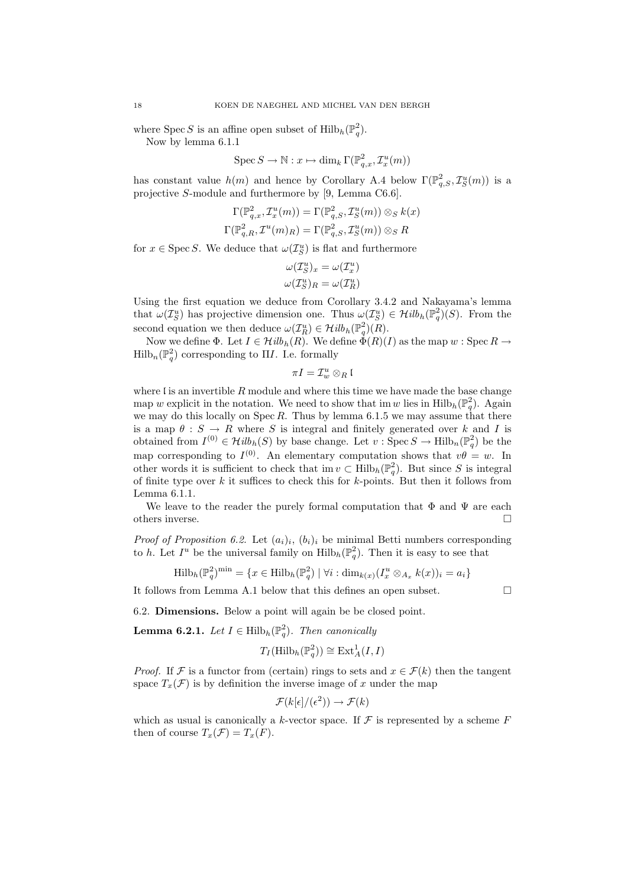where $\operatorname{Spec} S$ is an affine open subset of $\operatorname{Hilb}_h(\mathbb{P}^2_q)$.

Now by lemma 6.1.1

$$\operatorname{Spec} S \to \mathbb{N} : x \mapsto \dim_k \Gamma(\mathbb{P}^2_{q,x}, \mathcal{I}^u_x(m))$$

has constant value $h(m)$ and hence by Corollary A.4 below $\Gamma(\mathbb{P}^2_{q,S}, \mathcal{I}^u_S(m))$ is a projective $S$-module and furthermore by [9, Lemma C6.6].

$$\Gamma(\mathbb{P}^2_{q,x}, \mathcal{I}^u_x(m)) = \Gamma(\mathbb{P}^2_{q,S}, \mathcal{I}^u_S(m)) \otimes_S k(x)$$
$$\Gamma(\mathbb{P}^2_{q,R}, \mathcal{I}^u(m)_R) = \Gamma(\mathbb{P}^2_{q,S}, \mathcal{I}^u_S(m)) \otimes_S R$$

for $x \in \operatorname{Spec} S$. We deduce that $\omega(\mathcal{I}^u_S)$ is flat and furthermore

$$\omega(\mathcal{I}^u_S)_x = \omega(\mathcal{I}^u_x)$$
$$\omega(\mathcal{I}^u_S)_R = \omega(\mathcal{I}^u_R)$$

Using the first equation we deduce from Corollary 3.4.2 and Nakayama's lemma that $\omega(\mathcal{I}^u_S)$ has projective dimension one. Thus $\omega(\mathcal{I}^u_S) \in \mathcal{H}ilb_h(\mathbb{P}^2_q)(S)$. From the second equation we then deduce $\omega(\mathcal{I}^u_R) \in \mathcal{H}ilb_h(\mathbb{P}^2_q)(R)$.

Now we define $\Phi$. Let $I \in \mathcal{H}ilb_h(R)$. We define $\Phi(R)(I)$ as the map $w : \operatorname{Spec} R \to \operatorname{Hilb}_n(\mathbb{P}^2_q)$ corresponding to $\Pi I$. I.e. formally

$$\pi I = \mathcal{I}^u_w \otimes_R \mathfrak{l}$$

where $\mathfrak{l}$ is an invertible $R$ module and where this time we have made the base change map $w$ explicit in the notation. We need to show that $\operatorname{im} w$ lies in $\operatorname{Hilb}_h(\mathbb{P}^2_q)$. Again we may do this locally on $\operatorname{Spec} R$. Thus by lemma 6.1.5 we may assume that there is a map $\theta : S \to R$ where $S$ is integral and finitely generated over $k$ and $I$ is obtained from $I^{(0)} \in \mathcal{H}ilb_h(S)$ by base change. Let $v : \operatorname{Spec} S \to \operatorname{Hilb}_n(\mathbb{P}^2_q)$ be the map corresponding to $I^{(0)}$. An elementary computation shows that $v\theta = w$. In other words it is sufficient to check that $\operatorname{im} v \subset \operatorname{Hilb}_h(\mathbb{P}^2_q)$. But since $S$ is integral of finite type over $k$ it suffices to check this for $k$-points. But then it follows from Lemma 6.1.1.

We leave to the reader the purely formal computation that $\Phi$ and $\Psi$ are each others inverse. $\square$

*Proof of Proposition 6.2.* Let $(a_i)_i$, $(b_i)_i$ be minimal Betti numbers corresponding to $h$. Let $I^u$ be the universal family on $\operatorname{Hilb}_h(\mathbb{P}^2_q)$. Then it is easy to see that

$$\operatorname{Hilb}_h(\mathbb{P}^2_q)^{\min} = \{x \in \operatorname{Hilb}_h(\mathbb{P}^2_q) \mid \forall i : \dim_{k(x)}(I^u_x \otimes_{A_x} k(x))_i = a_i\}$$

It follows from Lemma A.1 below that this defines an open subset. $\square$

### 6.2. **Dimensions.**

Below a point will again be be closed point.

**Lemma 6.2.1.** *Let $I \in \operatorname{Hilb}_h(\mathbb{P}^2_q)$. Then canonically*

$$T_I(\operatorname{Hilb}_h(\mathbb{P}^2_q)) \cong \operatorname{Ext}^1_A(I, I)$$

*Proof.* If $\mathcal{F}$ is a functor from (certain) rings to sets and $x \in \mathcal{F}(k)$ then the tangent space $T_x(\mathcal{F})$ is by definition the inverse image of $x$ under the map

$$\mathcal{F}(k[\epsilon]/(\epsilon^2)) \to \mathcal{F}(k)$$

which as usual is canonically a $k$-vector space. If $\mathcal{F}$ is represented by a scheme $F$ then of course $T_x(\mathcal{F}) = T_x(F)$.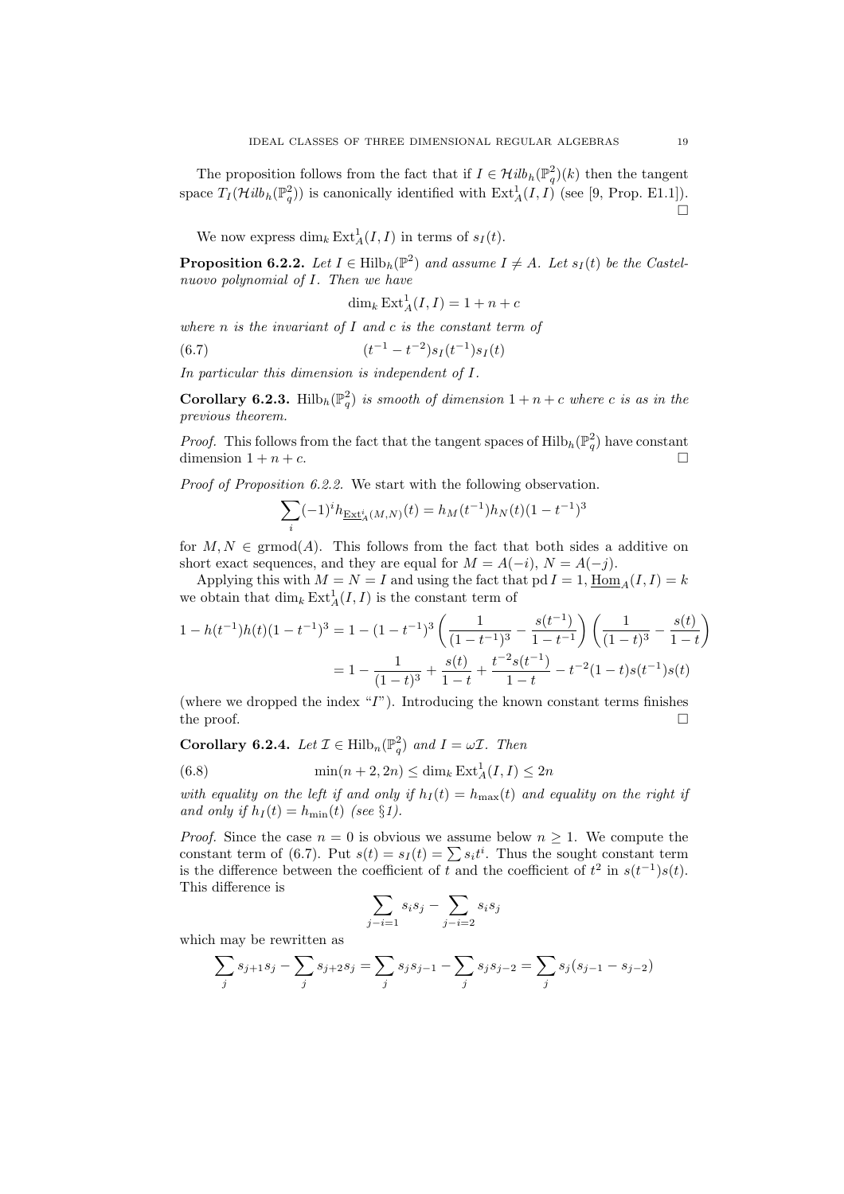The proposition follows from the fact that if $I \in \mathcal{H}ilb_h(\mathbb{P}^2_q)(k)$ then the tangent space $T_I(\mathcal{H}ilb_h(\mathbb{P}^2_q))$ is canonically identified with $\operatorname{Ext}^1_A(I, I)$ (see [9, Prop. E1.1]). □

We now express $\dim_k \operatorname{Ext}^1_A(I, I)$ in terms of $s_I(t)$.

**Proposition 6.2.2.** *Let $I \in \operatorname{Hilb}_h(\mathbb{P}^2)$ and assume $I \neq A$. Let $s_I(t)$ be the Castelnuovo polynomial of $I$. Then we have*

$$\dim_k \operatorname{Ext}^1_A(I, I) = 1 + n + c$$

*where $n$ is the invariant of $I$ and $c$ is the constant term of*

$$(t^{-1} - t^{-2}) s_I(t^{-1}) s_I(t) \tag{6.7}$$

*In particular this dimension is independent of $I$.*

**Corollary 6.2.3.** *$\operatorname{Hilb}_h(\mathbb{P}^2_q)$ is smooth of dimension $1 + n + c$ where $c$ is as in the previous theorem.*

*Proof.* This follows from the fact that the tangent spaces of $\operatorname{Hilb}_h(\mathbb{P}^2_q)$ have constant dimension $1 + n + c$. □

*Proof of Proposition 6.2.2.* We start with the following observation.

$$\sum_i (-1)^i h_{\underline{\operatorname{Ext}}^i_A(M,N)}(t) = h_M(t^{-1}) h_N(t) (1 - t^{-1})^3$$

for $M, N \in \operatorname{grmod}(A)$. This follows from the fact that both sides a additive on short exact sequences, and they are equal for $M = A(-i)$, $N = A(-j)$.

Applying this with $M = N = I$ and using the fact that $\operatorname{pd} I = 1$, $\underline{\operatorname{Hom}}_A(I, I) = k$ we obtain that $\dim_k \operatorname{Ext}^1_A(I, I)$ is the constant term of

$$\begin{aligned}
1 - h(t^{-1})h(t)(1 - t^{-1})^3 &= 1 - (1 - t^{-1})^3 \left( \frac{1}{(1 - t^{-1})^3} - \frac{s(t^{-1})}{1 - t^{-1}} \right) \left( \frac{1}{(1 - t)^3} - \frac{s(t)}{1 - t} \right) \\
&= 1 - \frac{1}{(1 - t)^3} + \frac{s(t)}{1 - t} + \frac{t^{-2} s(t^{-1})}{1 - t} - t^{-2}(1 - t) s(t^{-1}) s(t)
\end{aligned}$$

(where we dropped the index "$I$"). Introducing the known constant terms finishes the proof. □

**Corollary 6.2.4.** *Let $\mathcal{I} \in \operatorname{Hilb}_n(\mathbb{P}^2_q)$ and $I = \omega \mathcal{I}$. Then*

$$\min(n + 2, 2n) \leq \dim_k \operatorname{Ext}^1_A(I, I) \leq 2n \tag{6.8}$$

*with equality on the left if and only if $h_I(t) = h_{\max}(t)$ and equality on the right if and only if $h_I(t) = h_{\min}(t)$ (see §1).*

*Proof.* Since the case $n = 0$ is obvious we assume below $n \geq 1$. We compute the constant term of (6.7). Put $s(t) = s_I(t) = \sum s_i t^i$. Thus the sought constant term is the difference between the coefficient of $t$ and the coefficient of $t^2$ in $s(t^{-1})s(t)$. This difference is

$$\sum_{j-i=1} s_i s_j - \sum_{j-i=2} s_i s_j$$

which may be rewritten as

$$\sum_j s_{j+1} s_j - \sum_j s_{j+2} s_j = \sum_j s_j s_{j-1} - \sum_j s_j s_{j-2} = \sum_j s_j (s_{j-1} - s_{j-2})$$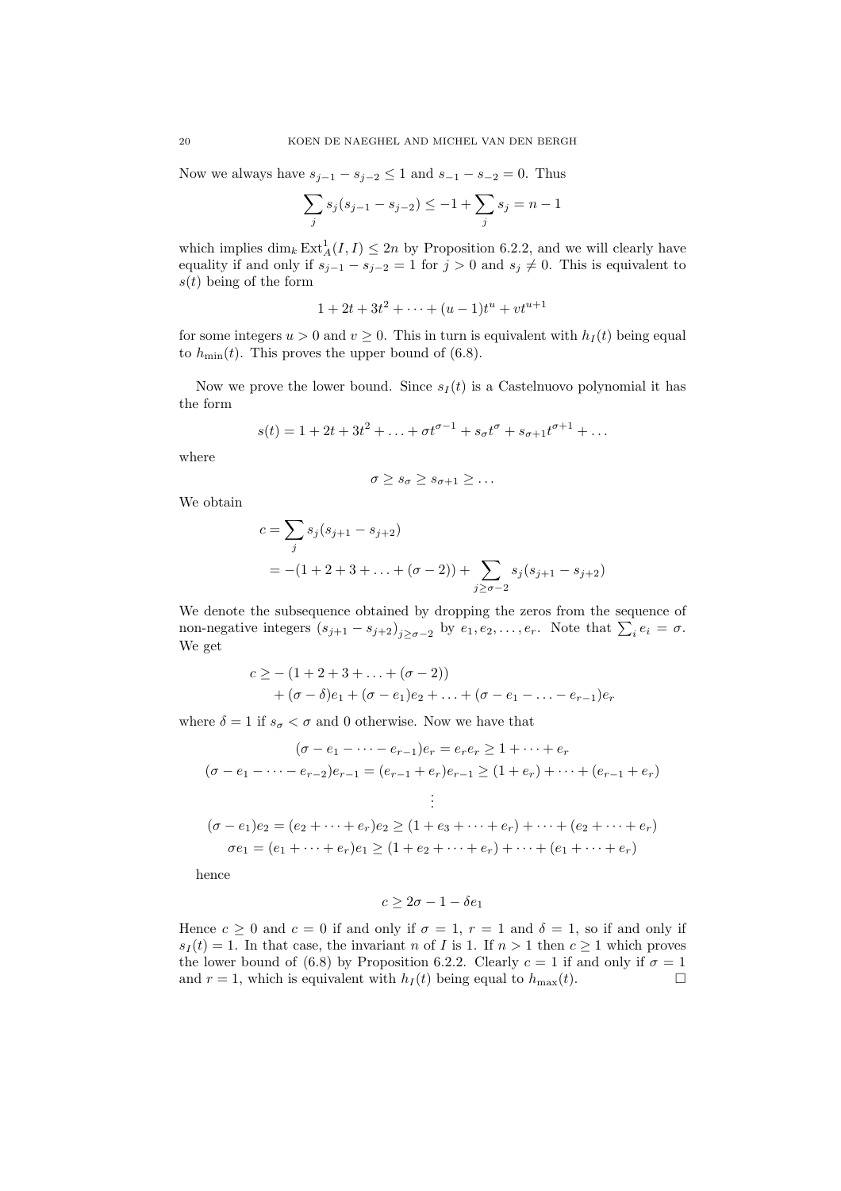Now we always have $s_{j-1} - s_{j-2} \leq 1$ and $s_{-1} - s_{-2} = 0$. Thus

$$\sum_j s_j(s_{j-1} - s_{j-2}) \leq -1 + \sum_j s_j = n - 1$$

which implies $\dim_k \operatorname{Ext}^1_A(I, I) \leq 2n$ by Proposition 6.2.2, and we will clearly have equality if and only if $s_{j-1} - s_{j-2} = 1$ for $j > 0$ and $s_j \neq 0$. This is equivalent to $s(t)$ being of the form

$$1 + 2t + 3t^2 + \cdots + (u-1)t^u + vt^{u+1}$$

for some integers $u > 0$ and $v \geq 0$. This in turn is equivalent with $h_I(t)$ being equal to $h_{\min}(t)$. This proves the upper bound of (6.8).

Now we prove the lower bound. Since $s_I(t)$ is a Castelnuovo polynomial it has the form

$$s(t) = 1 + 2t + 3t^2 + \ldots + \sigma t^{\sigma-1} + s_\sigma t^\sigma + s_{\sigma+1} t^{\sigma+1} + \ldots$$

where

$$\sigma \geq s_\sigma \geq s_{\sigma+1} \geq \ldots$$

We obtain

$$\begin{aligned} c &= \sum_j s_j(s_{j+1} - s_{j+2}) \\ &= -(1 + 2 + 3 + \ldots + (\sigma - 2)) + \sum_{j \geq \sigma-2} s_j(s_{j+1} - s_{j+2}) \end{aligned}$$

We denote the subsequence obtained by dropping the zeros from the sequence of non-negative integers $(s_{j+1} - s_{j+2})_{j \geq \sigma-2}$ by $e_1, e_2, \ldots, e_r$. Note that $\sum_i e_i = \sigma$. We get

$$\begin{aligned} c \geq & -(1 + 2 + 3 + \ldots + (\sigma - 2)) \\ & + (\sigma - \delta)e_1 + (\sigma - e_1)e_2 + \ldots + (\sigma - e_1 - \ldots - e_{r-1})e_r \end{aligned}$$

where $\delta = 1$ if $s_\sigma < \sigma$ and 0 otherwise. Now we have that

$$\begin{gathered} (\sigma - e_1 - \cdots - e_{r-1})e_r = e_r e_r \geq 1 + \cdots + e_r \\ (\sigma - e_1 - \cdots - e_{r-2})e_{r-1} = (e_{r-1} + e_r)e_{r-1} \geq (1 + e_r) + \cdots + (e_{r-1} + e_r) \\ \vdots \\ (\sigma - e_1)e_2 = (e_2 + \cdots + e_r)e_2 \geq (1 + e_3 + \cdots + e_r) + \cdots + (e_2 + \cdots + e_r) \\ \sigma e_1 = (e_1 + \cdots + e_r)e_1 \geq (1 + e_2 + \cdots + e_r) + \cdots + (e_1 + \cdots + e_r) \end{gathered}$$

hence

$$c \geq 2\sigma - 1 - \delta e_1$$

Hence $c \geq 0$ and $c = 0$ if and only if $\sigma = 1$, $r = 1$ and $\delta = 1$, so if and only if $s_I(t) = 1$. In that case, the invariant $n$ of $I$ is 1. If $n > 1$ then $c \geq 1$ which proves the lower bound of (6.8) by Proposition 6.2.2. Clearly $c = 1$ if and only if $\sigma = 1$ and $r = 1$, which is equivalent with $h_I(t)$ being equal to $h_{\max}(t)$. □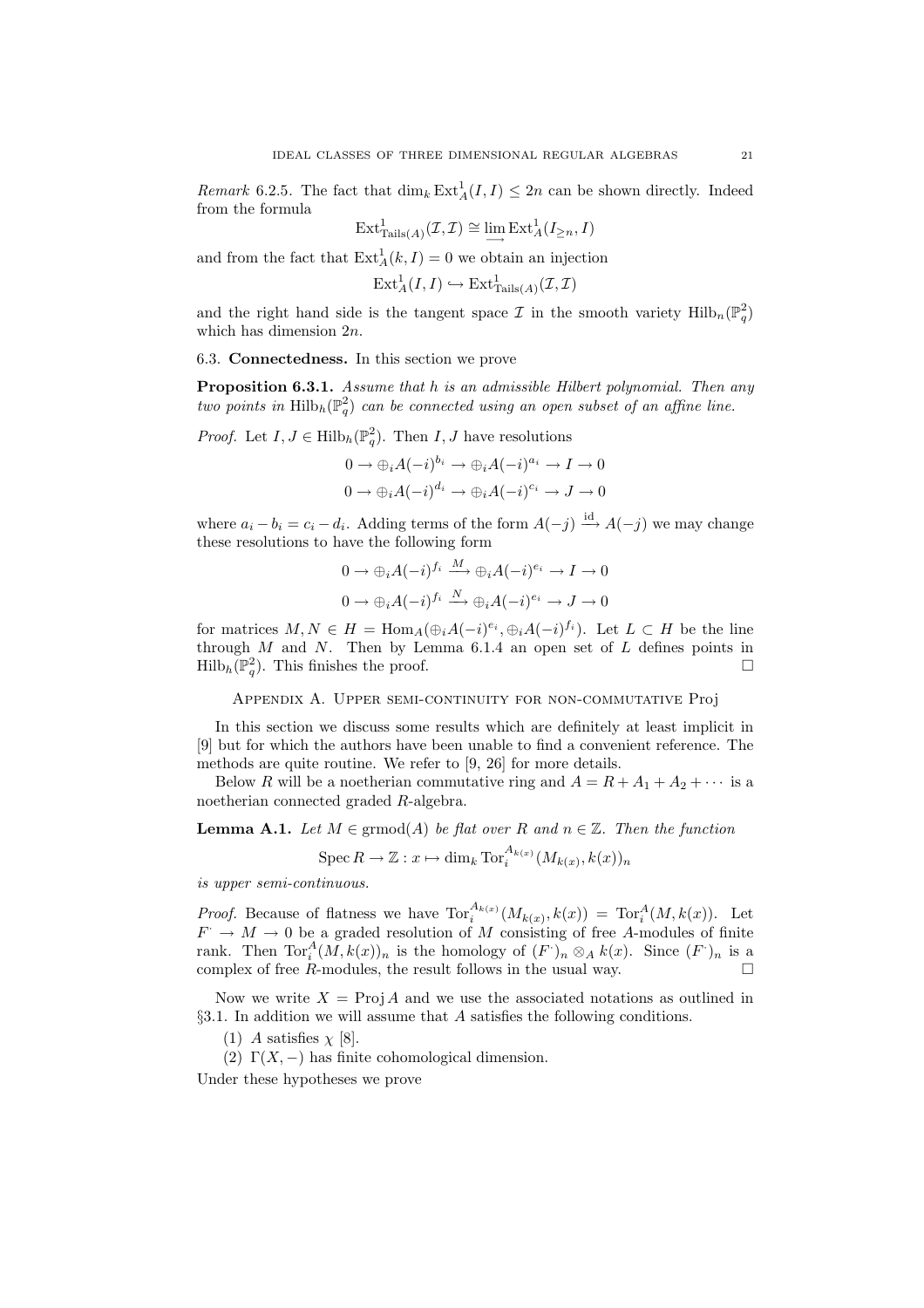*Remark* 6.2.5. The fact that $\dim_k \operatorname{Ext}^1_A(I,I) \le 2n$ can be shown directly. Indeed from the formula

$$\operatorname{Ext}^1_{\operatorname{Tails}(A)}(\mathcal{I},\mathcal{I}) \cong \varinjlim \operatorname{Ext}^1_A(I_{\geq n}, I)$$

and from the fact that $\operatorname{Ext}^1_A(k,I) = 0$ we obtain an injection

$$\operatorname{Ext}^1_A(I,I) \hookrightarrow \operatorname{Ext}^1_{\operatorname{Tails}(A)}(\mathcal{I},\mathcal{I})$$

and the right hand side is the tangent space $\mathcal{I}$ in the smooth variety $\operatorname{Hilb}_n(\mathbb{P}^2_q)$ which has dimension $2n$.

## 6.3. Connectedness.

In this section we prove

**Proposition 6.3.1.** *Assume that $h$ is an admissible Hilbert polynomial. Then any two points in $\operatorname{Hilb}_h(\mathbb{P}^2_q)$ can be connected using an open subset of an affine line.*

*Proof.* Let $I, J \in \operatorname{Hilb}_h(\mathbb{P}^2_q)$. Then $I, J$ have resolutions

$$0 \to \oplus_i A(-i)^{b_i} \to \oplus_i A(-i)^{a_i} \to I \to 0$$

$$0 \to \oplus_i A(-i)^{d_i} \to \oplus_i A(-i)^{c_i} \to J \to 0$$

where $a_i - b_i = c_i - d_i$. Adding terms of the form $A(-j) \xrightarrow{\text{id}} A(-j)$ we may change these resolutions to have the following form

$$0 \to \oplus_i A(-i)^{f_i} \xrightarrow{M} \oplus_i A(-i)^{e_i} \to I \to 0$$

$$0 \to \oplus_i A(-i)^{f_i} \xrightarrow{N} \oplus_i A(-i)^{e_i} \to J \to 0$$

for matrices $M, N \in H = \operatorname{Hom}_A(\oplus_i A(-i)^{e_i}, \oplus_i A(-i)^{f_i})$. Let $L \subset H$ be the line through $M$ and $N$. Then by Lemma 6.1.4 an open set of $L$ defines points in $\operatorname{Hilb}_h(\mathbb{P}^2_q)$. This finishes the proof. $\square$

# Appendix A. Upper semi-continuity for non-commutative Proj

In this section we discuss some results which are definitely at least implicit in [9] but for which the authors have been unable to find a convenient reference. The methods are quite routine. We refer to [9, 26] for more details.

Below $R$ will be a noetherian commutative ring and $A = R + A_1 + A_2 + \cdots$ is a noetherian connected graded $R$-algebra.

**Lemma A.1.** *Let $M \in \operatorname{grmod}(A)$ be flat over $R$ and $n \in \mathbb{Z}$. Then the function*

$$\operatorname{Spec} R \to \mathbb{Z} : x \mapsto \dim_k \operatorname{Tor}_i^{A_{k(x)}}(M_{k(x)}, k(x))_n$$

*is upper semi-continuous.*

*Proof.* Because of flatness we have $\operatorname{Tor}_i^{A_{k(x)}}(M_{k(x)}, k(x)) = \operatorname{Tor}_i^A(M, k(x))$. Let $F^\cdot \to M \to 0$ be a graded resolution of $M$ consisting of free $A$-modules of finite rank. Then $\operatorname{Tor}_i^A(M, k(x))_n$ is the homology of $(F^\cdot)_n \otimes_A k(x)$. Since $(F^\cdot)_n$ is a complex of free $R$-modules, the result follows in the usual way. $\square$

Now we write $X = \operatorname{Proj} A$ and we use the associated notations as outlined in §3.1. In addition we will assume that $A$ satisfies the following conditions.

1. $A$ satisfies $\chi$ [8].
2. $\Gamma(X, -)$ has finite cohomological dimension.

Under these hypotheses we prove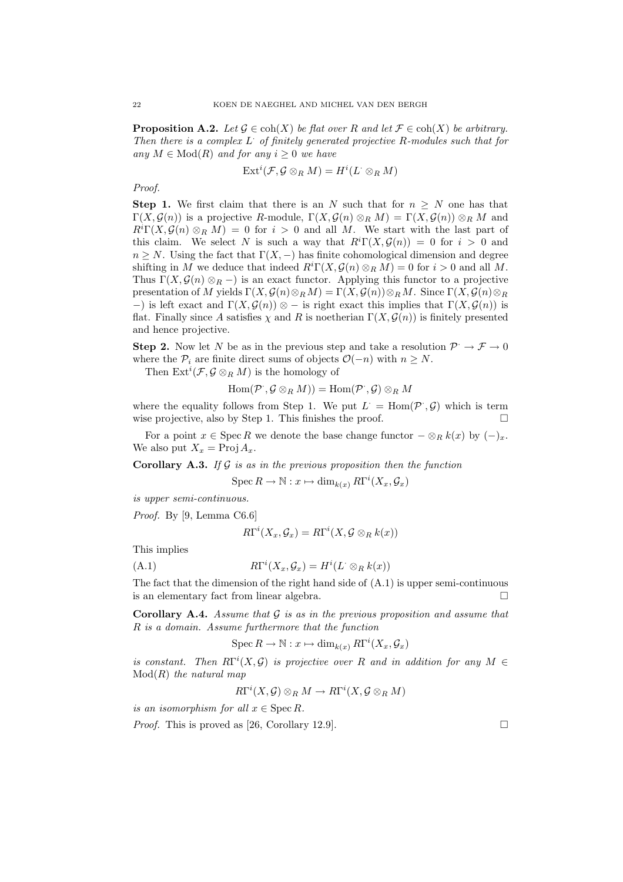**Proposition A.2.** *Let $\mathcal{G} \in \operatorname{coh}(X)$ be flat over $R$ and let $\mathcal{F} \in \operatorname{coh}(X)$ be arbitrary. Then there is a complex $L^{\cdot}$ of finitely generated projective $R$-modules such that for any $M \in \operatorname{Mod}(R)$ and for any $i \geq 0$ we have*

$$\operatorname{Ext}^i(\mathcal{F}, \mathcal{G} \otimes_R M) = H^i(L^{\cdot} \otimes_R M)$$

*Proof.*

**Step 1.** We first claim that there is an $N$ such that for $n \geq N$ one has that $\Gamma(X, \mathcal{G}(n))$ is a projective $R$-module, $\Gamma(X, \mathcal{G}(n) \otimes_R M) = \Gamma(X, \mathcal{G}(n)) \otimes_R M$ and $R^i\Gamma(X, \mathcal{G}(n) \otimes_R M) = 0$ for $i > 0$ and all $M$. We start with the last part of this claim. We select $N$ is such a way that $R^i\Gamma(X, \mathcal{G}(n)) = 0$ for $i > 0$ and $n \geq N$. Using the fact that $\Gamma(X, -)$ has finite cohomological dimension and degree shifting in $M$ we deduce that indeed $R^i\Gamma(X, \mathcal{G}(n) \otimes_R M) = 0$ for $i > 0$ and all $M$. Thus $\Gamma(X, \mathcal{G}(n) \otimes_R -)$ is an exact functor. Applying this functor to a projective presentation of $M$ yields $\Gamma(X, \mathcal{G}(n) \otimes_R M) = \Gamma(X, \mathcal{G}(n)) \otimes_R M$. Since $\Gamma(X, \mathcal{G}(n) \otimes_R -)$ is left exact and $\Gamma(X, \mathcal{G}(n)) \otimes -$ is right exact this implies that $\Gamma(X, \mathcal{G}(n))$ is flat. Finally since $A$ satisfies $\chi$ and $R$ is noetherian $\Gamma(X, \mathcal{G}(n))$ is finitely presented and hence projective.

**Step 2.** Now let $N$ be as in the previous step and take a resolution $\mathcal{P}^{\cdot} \to \mathcal{F} \to 0$ where the $\mathcal{P}_i$ are finite direct sums of objects $\mathcal{O}(-n)$ with $n \geq N$.

Then $\operatorname{Ext}^i(\mathcal{F}, \mathcal{G} \otimes_R M)$ is the homology of

$$\operatorname{Hom}(\mathcal{P}^{\cdot}, \mathcal{G} \otimes_R M)) = \operatorname{Hom}(\mathcal{P}^{\cdot}, \mathcal{G}) \otimes_R M$$

where the equality follows from Step 1. We put $L^{\cdot} = \operatorname{Hom}(\mathcal{P}^{\cdot}, \mathcal{G})$ which is term wise projective, also by Step 1. This finishes the proof. $\square$

For a point $x \in \operatorname{Spec} R$ we denote the base change functor $- \otimes_R k(x)$ by $(-)_x$. We also put $X_x = \operatorname{Proj} A_x$.

**Corollary A.3.** *If $\mathcal{G}$ is as in the previous proposition then the function*

$$\operatorname{Spec} R \to \mathbb{N} : x \mapsto \dim_{k(x)} R\Gamma^i(X_x, \mathcal{G}_x)$$

*is upper semi-continuous.*

*Proof.* By [9, Lemma C6.6]

$$R\Gamma^i(X_x, \mathcal{G}_x) = R\Gamma^i(X, \mathcal{G} \otimes_R k(x))$$

This implies

$$R\Gamma^i(X_x, \mathcal{G}_x) = H^i(L^{\cdot} \otimes_R k(x)) \tag{A.1}$$

The fact that the dimension of the right hand side of (A.1) is upper semi-continuous is an elementary fact from linear algebra. $\square$

**Corollary A.4.** *Assume that $\mathcal{G}$ is as in the previous proposition and assume that $R$ is a domain. Assume furthermore that the function*

$$\operatorname{Spec} R \to \mathbb{N} : x \mapsto \dim_{k(x)} R\Gamma^i(X_x, \mathcal{G}_x)$$

*is constant. Then $R\Gamma^i(X, \mathcal{G})$ is projective over $R$ and in addition for any $M \in \operatorname{Mod}(R)$ the natural map*

$$R\Gamma^i(X, \mathcal{G}) \otimes_R M \to R\Gamma^i(X, \mathcal{G} \otimes_R M)$$

*is an isomorphism for all $x \in \operatorname{Spec} R$.*

*Proof.* This is proved as [26, Corollary 12.9]. $\square$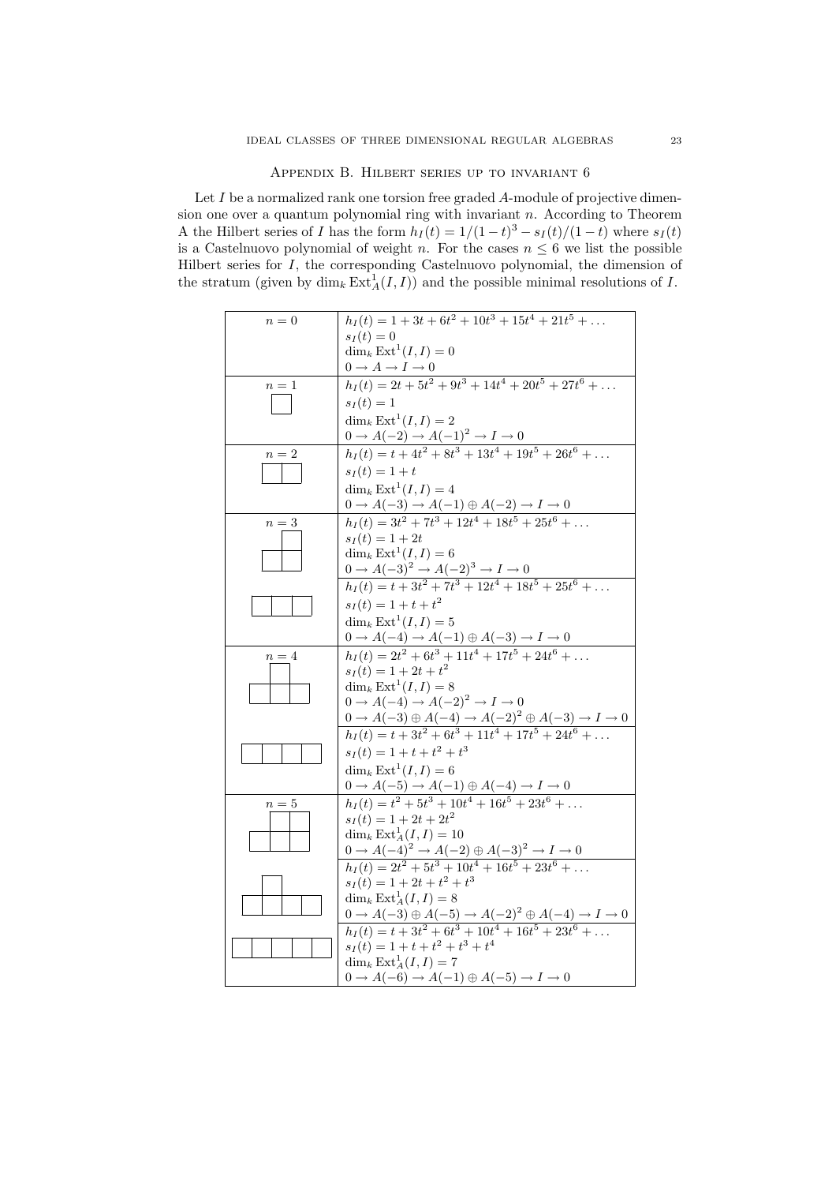## Appendix B. Hilbert series up to invariant 6

Let $I$ be a normalized rank one torsion free graded $A$-module of projective dimension one over a quantum polynomial ring with invariant $n$. According to Theorem A the Hilbert series of $I$ has the form $h_I(t) = 1/(1-t)^3 - s_I(t)/(1-t)$ where $s_I(t)$ is a Castelnuovo polynomial of weight $n$. For the cases $n \leq 6$ we list the possible Hilbert series for $I$, the corresponding Castelnuovo polynomial, the dimension of the stratum (given by $\dim_k \operatorname{Ext}^1_A(I,I)$) and the possible minimal resolutions of $I$.

| | |
|---|---|
| $n=0$ | $h_I(t) = 1 + 3t + 6t^2 + 10t^3 + 15t^4 + 21t^5 + \ldots$<br>$s_I(t) = 0$<br>$\dim_k \operatorname{Ext}^1(I,I) = 0$<br>$0 \to A \to I \to 0$ |
| $n=1$ | $h_I(t) = 2t + 5t^2 + 9t^3 + 14t^4 + 20t^5 + 27t^6 + \ldots$<br>$s_I(t) = 1$<br>$\dim_k \operatorname{Ext}^1(I,I) = 2$<br>$0 \to A(-2) \to A(-1)^2 \to I \to 0$ |
| $n=2$ | $h_I(t) = t + 4t^2 + 8t^3 + 13t^4 + 19t^5 + 26t^6 + \ldots$<br>$s_I(t) = 1 + t$<br>$\dim_k \operatorname{Ext}^1(I,I) = 4$<br>$0 \to A(-3) \to A(-1) \oplus A(-2) \to I \to 0$ |
| $n=3$ | $h_I(t) = 3t^2 + 7t^3 + 12t^4 + 18t^5 + 25t^6 + \ldots$<br>$s_I(t) = 1 + 2t$<br>$\dim_k \operatorname{Ext}^1(I,I) = 6$<br>$0 \to A(-3)^2 \to A(-2)^3 \to I \to 0$ |
| | $h_I(t) = t + 3t^2 + 7t^3 + 12t^4 + 18t^5 + 25t^6 + \ldots$<br>$s_I(t) = 1 + t + t^2$<br>$\dim_k \operatorname{Ext}^1(I,I) = 5$<br>$0 \to A(-4) \to A(-1) \oplus A(-3) \to I \to 0$ |
| $n=4$ | $h_I(t) = 2t^2 + 6t^3 + 11t^4 + 17t^5 + 24t^6 + \ldots$<br>$s_I(t) = 1 + 2t + t^2$<br>$\dim_k \operatorname{Ext}^1(I,I) = 8$<br>$0 \to A(-4) \to A(-2)^2 \to I \to 0$<br>$0 \to A(-3) \oplus A(-4) \to A(-2)^2 \oplus A(-3) \to I \to 0$ |
| | $h_I(t) = t + 3t^2 + 6t^3 + 11t^4 + 17t^5 + 24t^6 + \ldots$<br>$s_I(t) = 1 + t + t^2 + t^3$<br>$\dim_k \operatorname{Ext}^1(I,I) = 6$<br>$0 \to A(-5) \to A(-1) \oplus A(-4) \to I \to 0$ |
| $n=5$ | $h_I(t) = t^2 + 5t^3 + 10t^4 + 16t^5 + 23t^6 + \ldots$<br>$s_I(t) = 1 + 2t + 2t^2$<br>$\dim_k \operatorname{Ext}^1_A(I,I) = 10$<br>$0 \to A(-4)^2 \to A(-2) \oplus A(-3)^2 \to I \to 0$ |
| | $h_I(t) = 2t^2 + 5t^3 + 10t^4 + 16t^5 + 23t^6 + \ldots$<br>$s_I(t) = 1 + 2t + t^2 + t^3$<br>$\dim_k \operatorname{Ext}^1_A(I,I) = 8$<br>$0 \to A(-3) \oplus A(-5) \to A(-2)^2 \oplus A(-4) \to I \to 0$ |
| | $h_I(t) = t + 3t^2 + 6t^3 + 10t^4 + 16t^5 + 23t^6 + \ldots$<br>$s_I(t) = 1 + t + t^2 + t^3 + t^4$<br>$\dim_k \operatorname{Ext}^1_A(I,I) = 7$<br>$0 \to A(-6) \to A(-1) \oplus A(-5) \to I \to 0$ |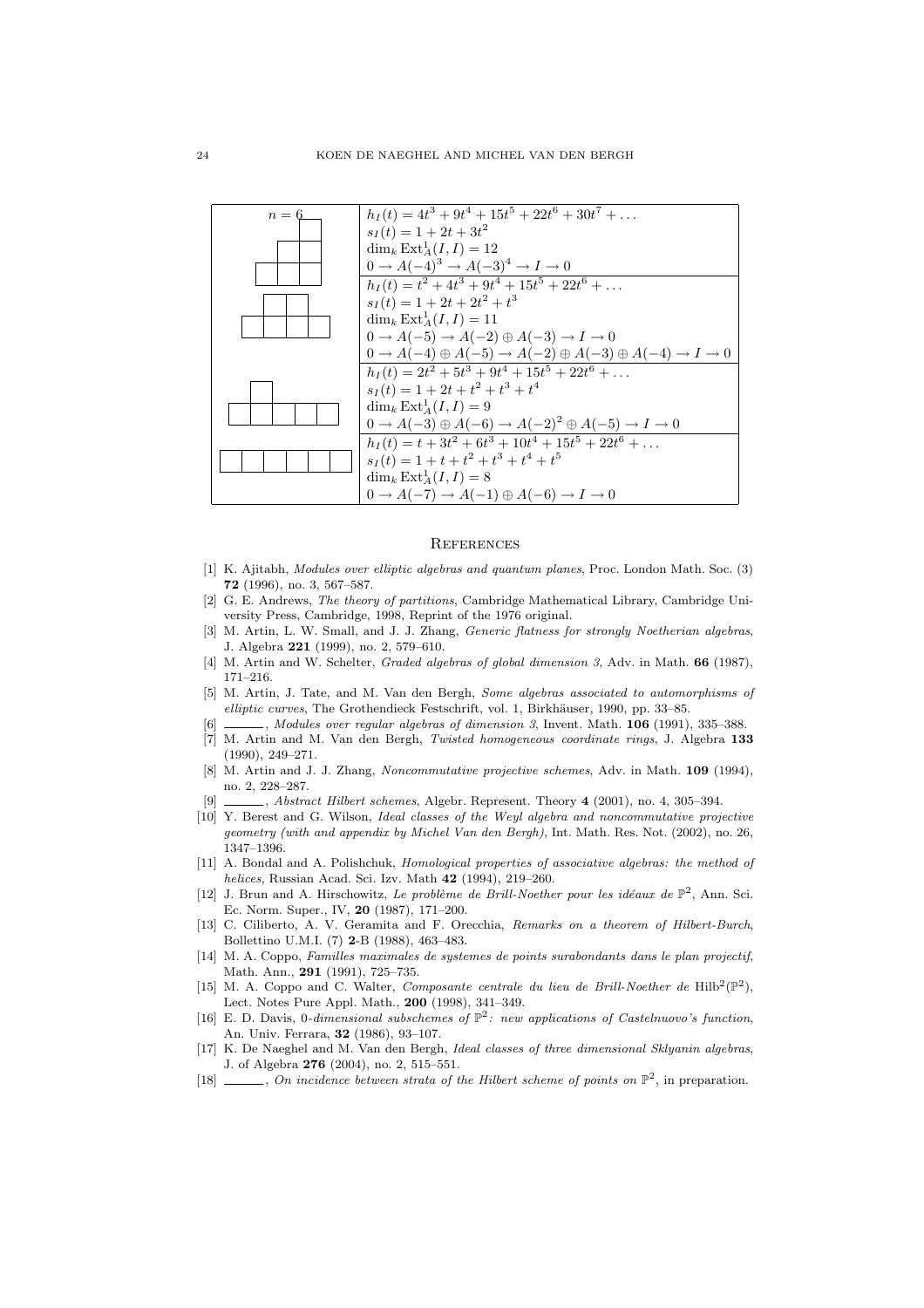| $n=6$ | |
|---|---|
| (diagram) | $h_I(t) = 4t^3 + 9t^4 + 15t^5 + 22t^6 + 30t^7 + \dots$ <br> $s_I(t) = 1 + 2t + 3t^2$ <br> $\dim_k \operatorname{Ext}^1_A(I,I) = 12$ <br> $0 \to A(-4)^3 \to A(-3)^4 \to I \to 0$ |
| (diagram) | $h_I(t) = t^2 + 4t^3 + 9t^4 + 15t^5 + 22t^6 + \dots$ <br> $s_I(t) = 1 + 2t + 2t^2 + t^3$ <br> $\dim_k \operatorname{Ext}^1_A(I,I) = 11$ <br> $0 \to A(-5) \to A(-2) \oplus A(-3) \to I \to 0$ <br> $0 \to A(-4) \oplus A(-5) \to A(-2) \oplus A(-3) \oplus A(-4) \to I \to 0$ |
| (diagram) | $h_I(t) = 2t^2 + 5t^3 + 9t^4 + 15t^5 + 22t^6 + \dots$ <br> $s_I(t) = 1 + 2t + t^2 + t^3 + t^4$ <br> $\dim_k \operatorname{Ext}^1_A(I,I) = 9$ <br> $0 \to A(-3) \oplus A(-6) \to A(-2)^2 \oplus A(-5) \to I \to 0$ |
| (diagram) | $h_I(t) = t + 3t^2 + 6t^3 + 10t^4 + 15t^5 + 22t^6 + \dots$ <br> $s_I(t) = 1 + t + t^2 + t^3 + t^4 + t^5$ <br> $\dim_k \operatorname{Ext}^1_A(I,I) = 8$ <br> $0 \to A(-7) \to A(-1) \oplus A(-6) \to I \to 0$ |

# References

[1] K. Ajitabh, *Modules over elliptic algebras and quantum planes*, Proc. London Math. Soc. (3) **72** (1996), no. 3, 567–587.

[2] G. E. Andrews, *The theory of partitions*, Cambridge Mathematical Library, Cambridge University Press, Cambridge, 1998, Reprint of the 1976 original.

[3] M. Artin, L. W. Small, and J. J. Zhang, *Generic flatness for strongly Noetherian algebras*, J. Algebra **221** (1999), no. 2, 579–610.

[4] M. Artin and W. Schelter, *Graded algebras of global dimension 3*, Adv. in Math. **66** (1987), 171–216.

[5] M. Artin, J. Tate, and M. Van den Bergh, *Some algebras associated to automorphisms of elliptic curves*, The Grothendieck Festschrift, vol. 1, Birkhäuser, 1990, pp. 33–85.

[6] ______, *Modules over regular algebras of dimension 3*, Invent. Math. **106** (1991), 335–388.

[7] M. Artin and M. Van den Bergh, *Twisted homogeneous coordinate rings*, J. Algebra **133** (1990), 249–271.

[8] M. Artin and J. J. Zhang, *Noncommutative projective schemes*, Adv. in Math. **109** (1994), no. 2, 228–287.

[9] ______, *Abstract Hilbert schemes*, Algebr. Represent. Theory **4** (2001), no. 4, 305–394.

[10] Y. Berest and G. Wilson, *Ideal classes of the Weyl algebra and noncommutative projective geometry (with and appendix by Michel Van den Bergh)*, Int. Math. Res. Not. (2002), no. 26, 1347–1396.

[11] A. Bondal and A. Polishchuk, *Homological properties of associative algebras: the method of helices*, Russian Acad. Sci. Izv. Math **42** (1994), 219–260.

[12] J. Brun and A. Hirschowitz, *Le problème de Brill-Noether pour les idéaux de $\mathbb{P}^2$*, Ann. Sci. Ec. Norm. Super., IV, **20** (1987), 171–200.

[13] C. Ciliberto, A. V. Geramita and F. Orecchia, *Remarks on a theorem of Hilbert-Burch*, Bollettino U.M.I. (7) **2**-B (1988), 463–483.

[14] M. A. Coppo, *Familles maximales de systemes de points surabondants dans le plan projectif*, Math. Ann., **291** (1991), 725–735.

[15] M. A. Coppo and C. Walter, *Composante centrale du lieu de Brill-Noether de* $\mathrm{Hilb}^2(\mathbb{P}^2)$, Lect. Notes Pure Appl. Math., **200** (1998), 341–349.

[16] E. D. Davis, *0-dimensional subschemes of $\mathbb{P}^2$: new applications of Castelnuovo's function*, An. Univ. Ferrara, **32** (1986), 93–107.

[17] K. De Naeghel and M. Van den Bergh, *Ideal classes of three dimensional Sklyanin algebras*, J. of Algebra **276** (2004), no. 2, 515–551.

[18] ______, *On incidence between strata of the Hilbert scheme of points on $\mathbb{P}^2$*, in preparation.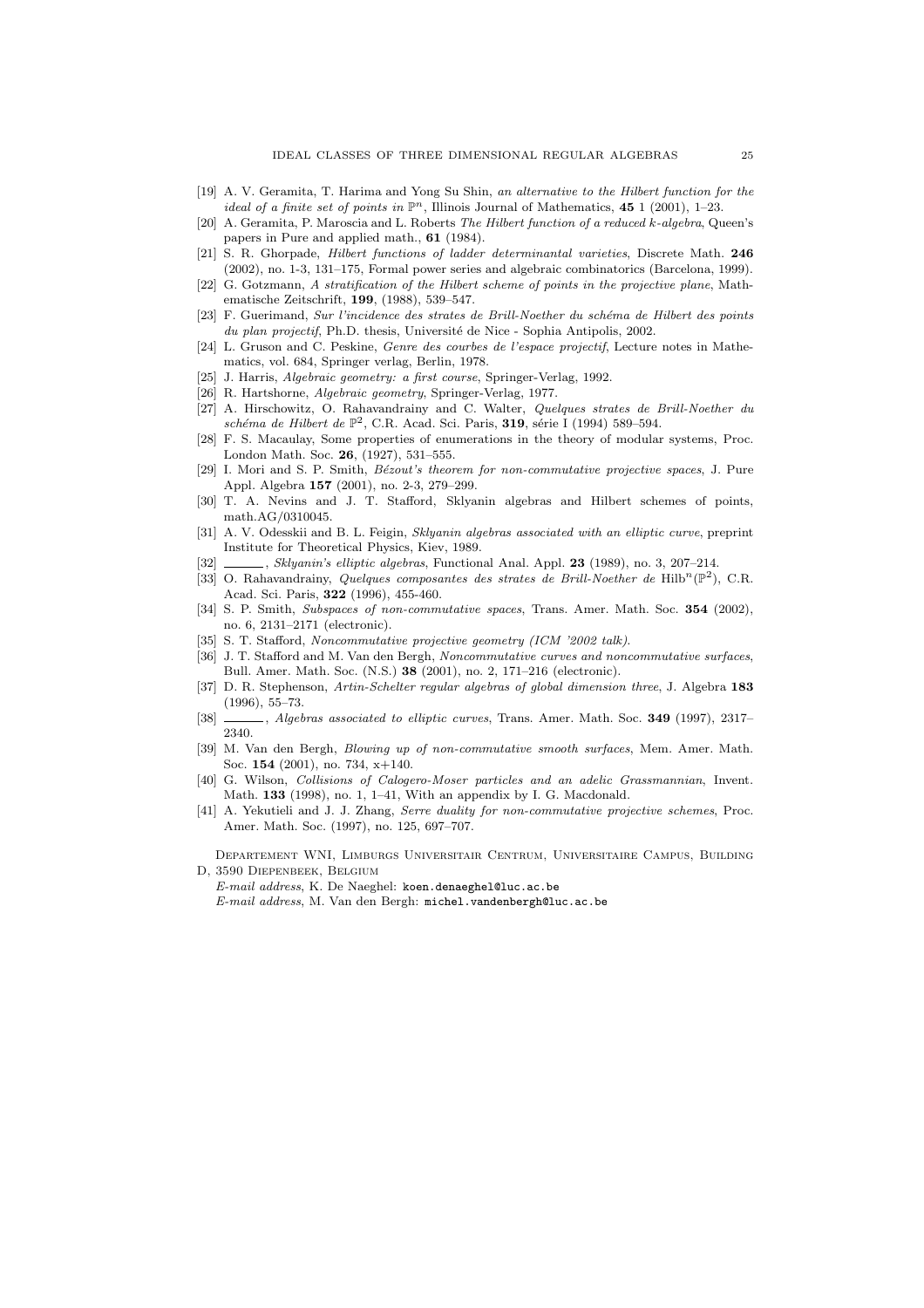[19] A. V. Geramita, T. Harima and Yong Su Shin, *an alternative to the Hilbert function for the ideal of a finite set of points in* $\mathbb{P}^n$, Illinois Journal of Mathematics, **45** 1 (2001), 1–23.

[20] A. Geramita, P. Maroscia and L. Roberts *The Hilbert function of a reduced k-algebra*, Queen's papers in Pure and applied math., **61** (1984).

[21] S. R. Ghorpade, *Hilbert functions of ladder determinantal varieties*, Discrete Math. **246** (2002), no. 1-3, 131–175, Formal power series and algebraic combinatorics (Barcelona, 1999).

[22] G. Gotzmann, *A stratification of the Hilbert scheme of points in the projective plane*, Mathematische Zeitschrift, **199**, (1988), 539–547.

[23] F. Guerimand, *Sur l'incidence des strates de Brill-Noether du schéma de Hilbert des points du plan projectif*, Ph.D. thesis, Université de Nice - Sophia Antipolis, 2002.

[24] L. Gruson and C. Peskine, *Genre des courbes de l'espace projectif*, Lecture notes in Mathematics, vol. 684, Springer verlag, Berlin, 1978.

[25] J. Harris, *Algebraic geometry: a first course*, Springer-Verlag, 1992.

[26] R. Hartshorne, *Algebraic geometry*, Springer-Verlag, 1977.

[27] A. Hirschowitz, O. Rahavandrainy and C. Walter, *Quelques strates de Brill-Noether du schéma de Hilbert de* $\mathbb{P}^2$, C.R. Acad. Sci. Paris, **319**, série I (1994) 589–594.

[28] F. S. Macaulay, Some properties of enumerations in the theory of modular systems, Proc. London Math. Soc. **26**, (1927), 531–555.

[29] I. Mori and S. P. Smith, *Bézout's theorem for non-commutative projective spaces*, J. Pure Appl. Algebra **157** (2001), no. 2-3, 279–299.

[30] T. A. Nevins and J. T. Stafford, Sklyanin algebras and Hilbert schemes of points, math.AG/0310045.

[31] A. V. Odesskii and B. L. Feigin, *Sklyanin algebras associated with an elliptic curve*, preprint Institute for Theoretical Physics, Kiev, 1989.

[32] ———, *Sklyanin's elliptic algebras*, Functional Anal. Appl. **23** (1989), no. 3, 207–214.

[33] O. Rahavandrainy, *Quelques composantes des strates de Brill-Noether de* $\mathrm{Hilb}^n(\mathbb{P}^2)$, C.R. Acad. Sci. Paris, **322** (1996), 455-460.

[34] S. P. Smith, *Subspaces of non-commutative spaces*, Trans. Amer. Math. Soc. **354** (2002), no. 6, 2131–2171 (electronic).

[35] S. T. Stafford, *Noncommutative projective geometry (ICM '2002 talk)*.

[36] J. T. Stafford and M. Van den Bergh, *Noncommutative curves and noncommutative surfaces*, Bull. Amer. Math. Soc. (N.S.) **38** (2001), no. 2, 171–216 (electronic).

[37] D. R. Stephenson, *Artin-Schelter regular algebras of global dimension three*, J. Algebra **183** (1996), 55–73.

[38] ———, *Algebras associated to elliptic curves*, Trans. Amer. Math. Soc. **349** (1997), 2317–2340.

[39] M. Van den Bergh, *Blowing up of non-commutative smooth surfaces*, Mem. Amer. Math. Soc. **154** (2001), no. 734, x+140.

[40] G. Wilson, *Collisions of Calogero-Moser particles and an adelic Grassmannian*, Invent. Math. **133** (1998), no. 1, 1–41, With an appendix by I. G. Macdonald.

[41] A. Yekutieli and J. J. Zhang, *Serre duality for non-commutative projective schemes*, Proc. Amer. Math. Soc. (1997), no. 125, 697–707.

Departement WNI, Limburgs Universitair Centrum, Universitaire Campus, Building D, 3590 Diepenbeek, Belgium

*E-mail address*, K. De Naeghel: `koen.denaeghel@luc.ac.be`

*E-mail address*, M. Van den Bergh: `michel.vandenbergh@luc.ac.be`